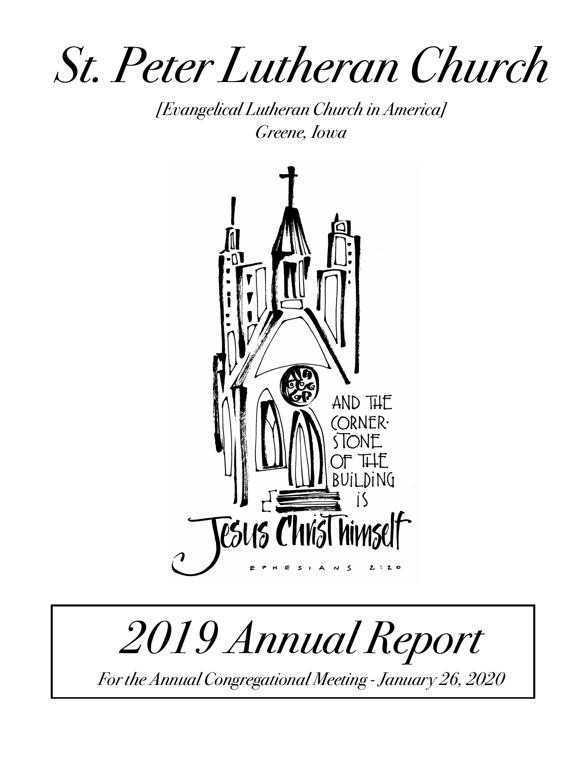# St. Peter Lutheran Church

*[Evangelical Lutheran Church in America]*
*Greene, Iowa*

AND THE CORNERSTONE OF THE BUILDING IS Jesus Christ himself

EPHESIANS 2:20

# 2019 Annual Report

*For the Annual Congregational Meeting - January 26, 2020*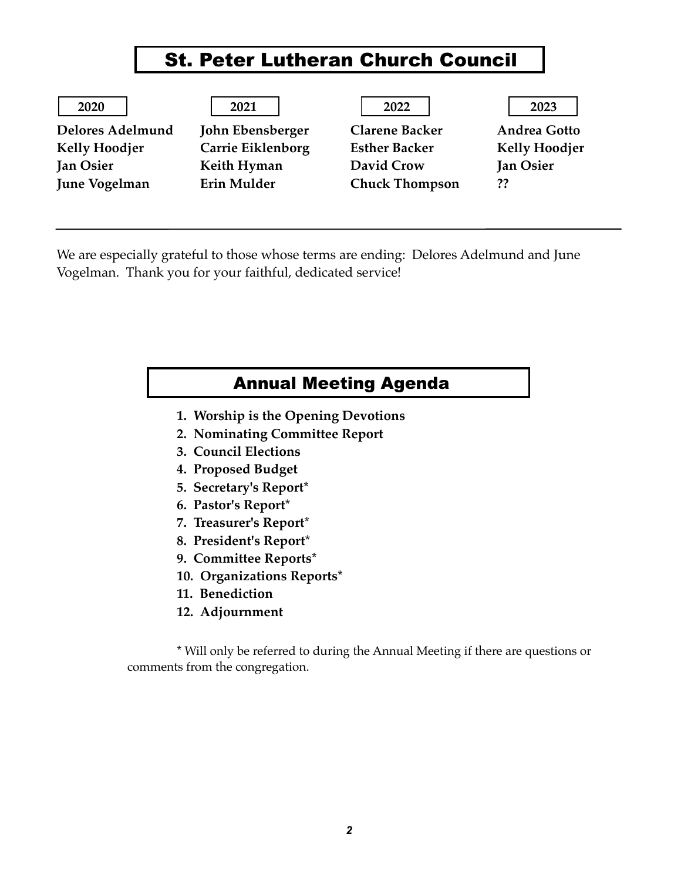# St. Peter Lutheran Church Council

| 2020 | 2021 | 2022 | 2023 |
|---|---|---|---|
| **Delores Adelmund** | **John Ebensberger** | **Clarene Backer** | **Andrea Gotto** |
| **Kelly Hoodjer** | **Carrie Eiklenborg** | **Esther Backer** | **Kelly Hoodjer** |
| **Jan Osier** | **Keith Hyman** | **David Crow** | **Jan Osier** |
| **June Vogelman** | **Erin Mulder** | **Chuck Thompson** | **??** |

---

We are especially grateful to those whose terms are ending: Delores Adelmund and June Vogelman. Thank you for your faithful, dedicated service!

## Annual Meeting Agenda

1. **Worship is the Opening Devotions**
2. **Nominating Committee Report**
3. **Council Elections**
4. **Proposed Budget**
5. **Secretary's Report***
6. **Pastor's Report***
7. **Treasurer's Report***
8. **President's Report***
9. **Committee Reports***
10. **Organizations Reports***
11. **Benediction**
12. **Adjournment**

\* Will only be referred to during the Annual Meeting if there are questions or comments from the congregation.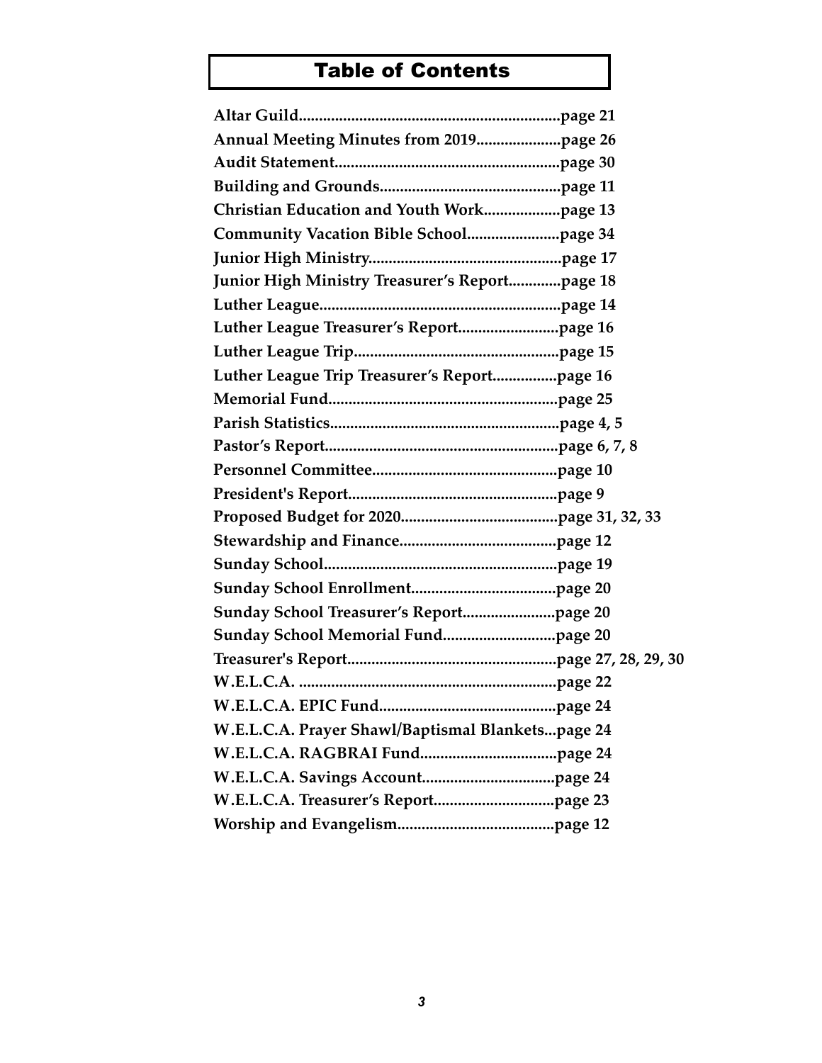# Table of Contents

**Altar Guild................................................................page 21**
**Annual Meeting Minutes from 2019.....................page 26**
**Audit Statement........................................................page 30**
**Building and Grounds.............................................page 11**
**Christian Education and Youth Work...................page 13**
**Community Vacation Bible School.......................page 34**
**Junior High Ministry................................................page 17**
**Junior High Ministry Treasurer's Report.............page 18**
**Luther League............................................................page 14**
**Luther League Treasurer's Report.........................page 16**
**Luther League Trip...................................................page 15**
**Luther League Trip Treasurer's Report................page 16**
**Memorial Fund.........................................................page 25**
**Parish Statistics.........................................................page 4, 5**
**Pastor's Report..........................................................page 6, 7, 8**
**Personnel Committee..............................................page 10**
**President's Report....................................................page 9**
**Proposed Budget for 2020.......................................page 31, 32, 33**
**Stewardship and Finance.......................................page 12**
**Sunday School..........................................................page 19**
**Sunday School Enrollment....................................page 20**
**Sunday School Treasurer's Report.......................page 20**
**Sunday School Memorial Fund............................page 20**
**Treasurer's Report....................................................page 27, 28, 29, 30**
**W.E.L.C.A. ................................................................page 22**
**W.E.L.C.A. EPIC Fund............................................page 24**
**W.E.L.C.A. Prayer Shawl/Baptismal Blankets...page 24**
**W.E.L.C.A. RAGBRAI Fund..................................page 24**
**W.E.L.C.A. Savings Account.................................page 24**
**W.E.L.C.A. Treasurer's Report..............................page 23**
**Worship and Evangelism.......................................page 12**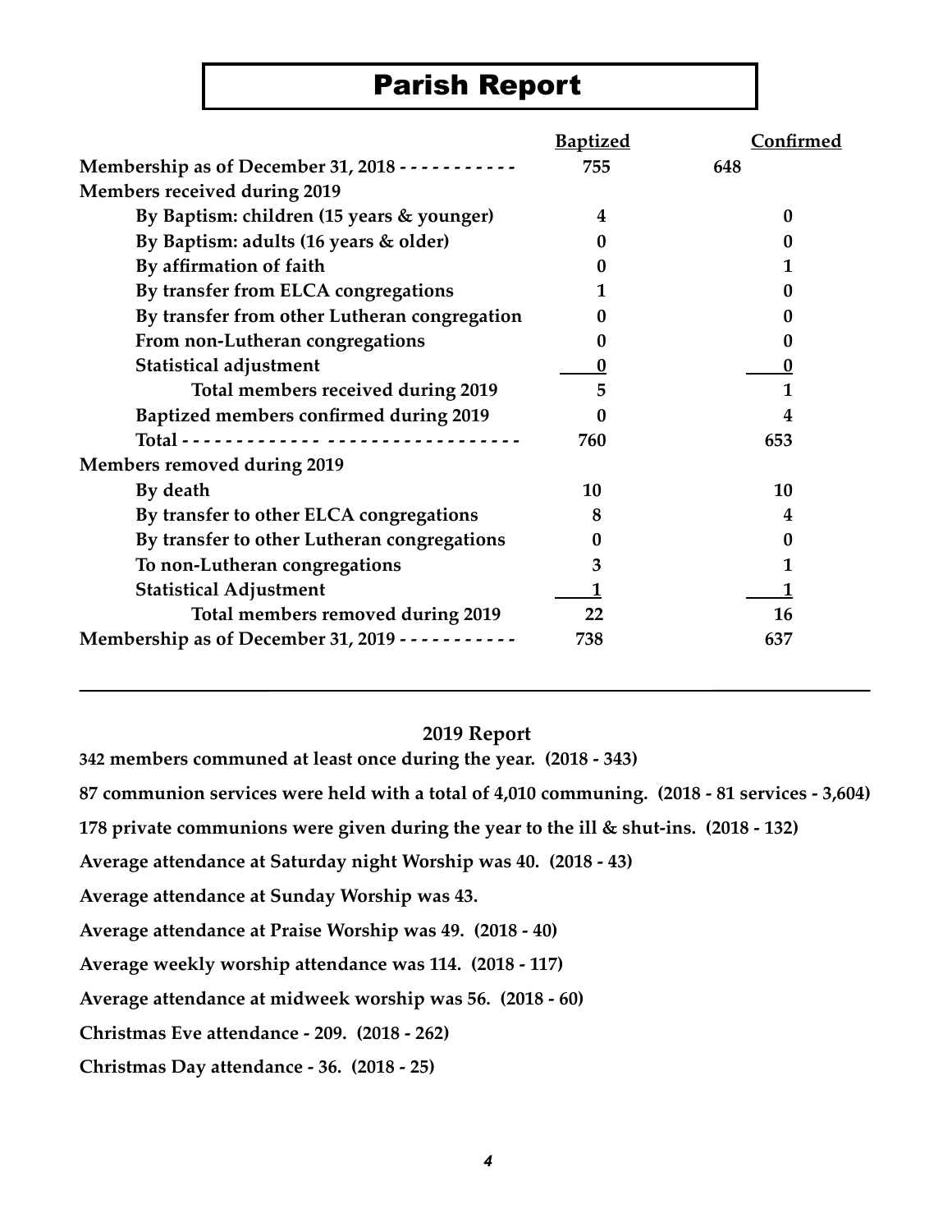# Parish Report

| | Baptized | Confirmed |
|---|---|---|
| **Membership as of December 31, 2018 - - - - - - - - - - -** | **755** | **648** |
| **Members received during 2019** | | |
| **By Baptism: children (15 years & younger)** | **4** | **0** |
| **By Baptism: adults (16 years & older)** | **0** | **0** |
| **By affirmation of faith** | **0** | **1** |
| **By transfer from ELCA congregations** | **1** | **0** |
| **By transfer from other Lutheran congregation** | **0** | **0** |
| **From non-Lutheran congregations** | **0** | **0** |
| **Statistical adjustment** | **0** | **0** |
| **Total members received during 2019** | **5** | **1** |
| **Baptized members confirmed during 2019** | **0** | **4** |
| **Total - - - - - - - - - - - - - - - - - - - - - - - - - - - - -** | **760** | **653** |
| **Members removed during 2019** | | |
| **By death** | **10** | **10** |
| **By transfer to other ELCA congregations** | **8** | **4** |
| **By transfer to other Lutheran congregations** | **0** | **0** |
| **To non-Lutheran congregations** | **3** | **1** |
| **Statistical Adjustment** | **1** | **1** |
| **Total members removed during 2019** | **22** | **16** |
| **Membership as of December 31, 2019 - - - - - - - - - - -** | **738** | **637** |

## 2019 Report

**342 members communed at least once during the year. (2018 - 343)**

**87 communion services were held with a total of 4,010 communing. (2018 - 81 services - 3,604)**

**178 private communions were given during the year to the ill & shut-ins. (2018 - 132)**

**Average attendance at Saturday night Worship was 40. (2018 - 43)**

**Average attendance at Sunday Worship was 43.**

**Average attendance at Praise Worship was 49. (2018 - 40)**

**Average weekly worship attendance was 114. (2018 - 117)**

**Average attendance at midweek worship was 56. (2018 - 60)**

**Christmas Eve attendance - 209. (2018 - 262)**

**Christmas Day attendance - 36. (2018 - 25)**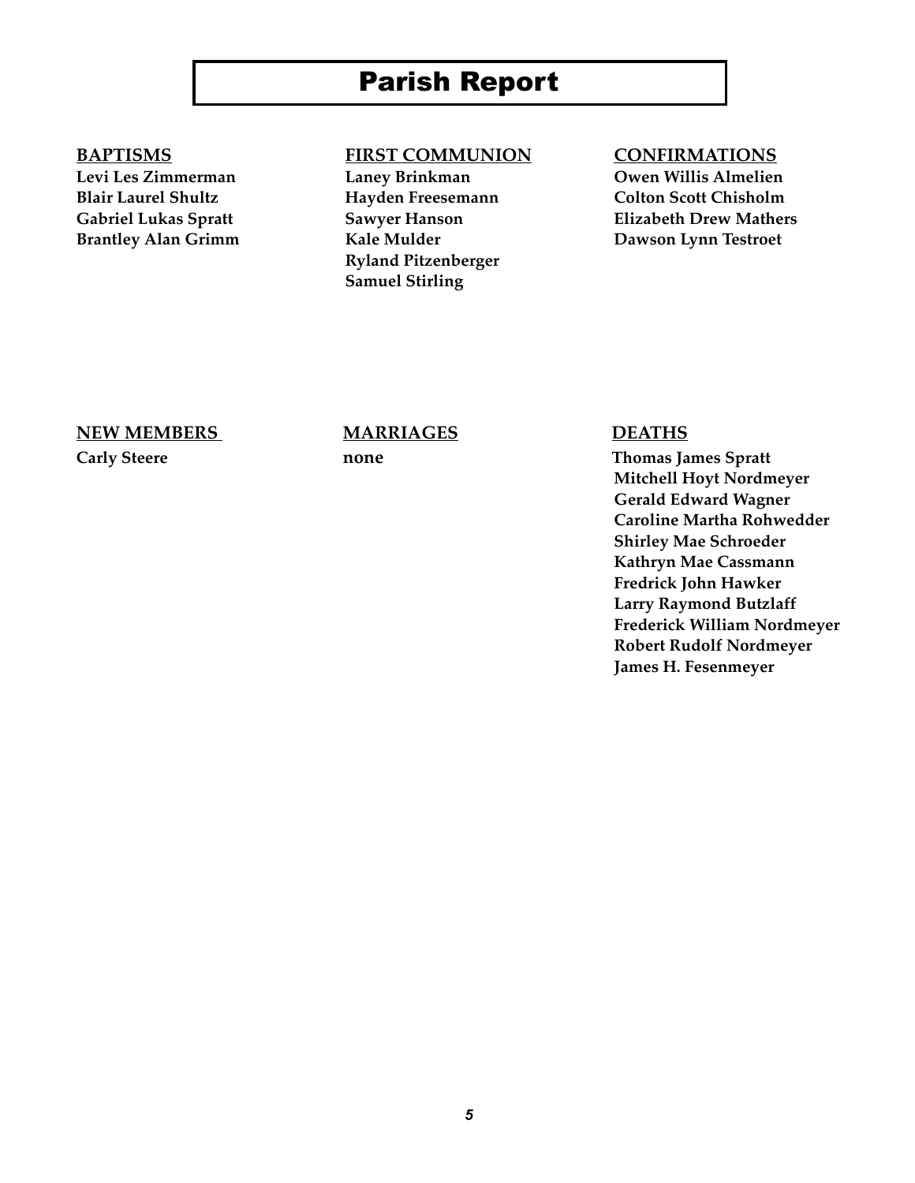# Parish Report

**BAPTISMS**

**Levi Les Zimmerman**
**Blair Laurel Shultz**
**Gabriel Lukas Spratt**
**Brantley Alan Grimm**

**FIRST COMMUNION**

**Laney Brinkman**
**Hayden Freesemann**
**Sawyer Hanson**
**Kale Mulder**
**Ryland Pitzenberger**
**Samuel Stirling**

**CONFIRMATIONS**

**Owen Willis Almelien**
**Colton Scott Chisholm**
**Elizabeth Drew Mathers**
**Dawson Lynn Testroet**

**NEW MEMBERS**

**Carly Steere**

**MARRIAGES**

**none**

**DEATHS**

**Thomas James Spratt**
**Mitchell Hoyt Nordmeyer**
**Gerald Edward Wagner**
**Caroline Martha Rohwedder**
**Shirley Mae Schroeder**
**Kathryn Mae Cassmann**
**Fredrick John Hawker**
**Larry Raymond Butzlaff**
**Frederick William Nordmeyer**
**Robert Rudolf Nordmeyer**
**James H. Fesenmeyer**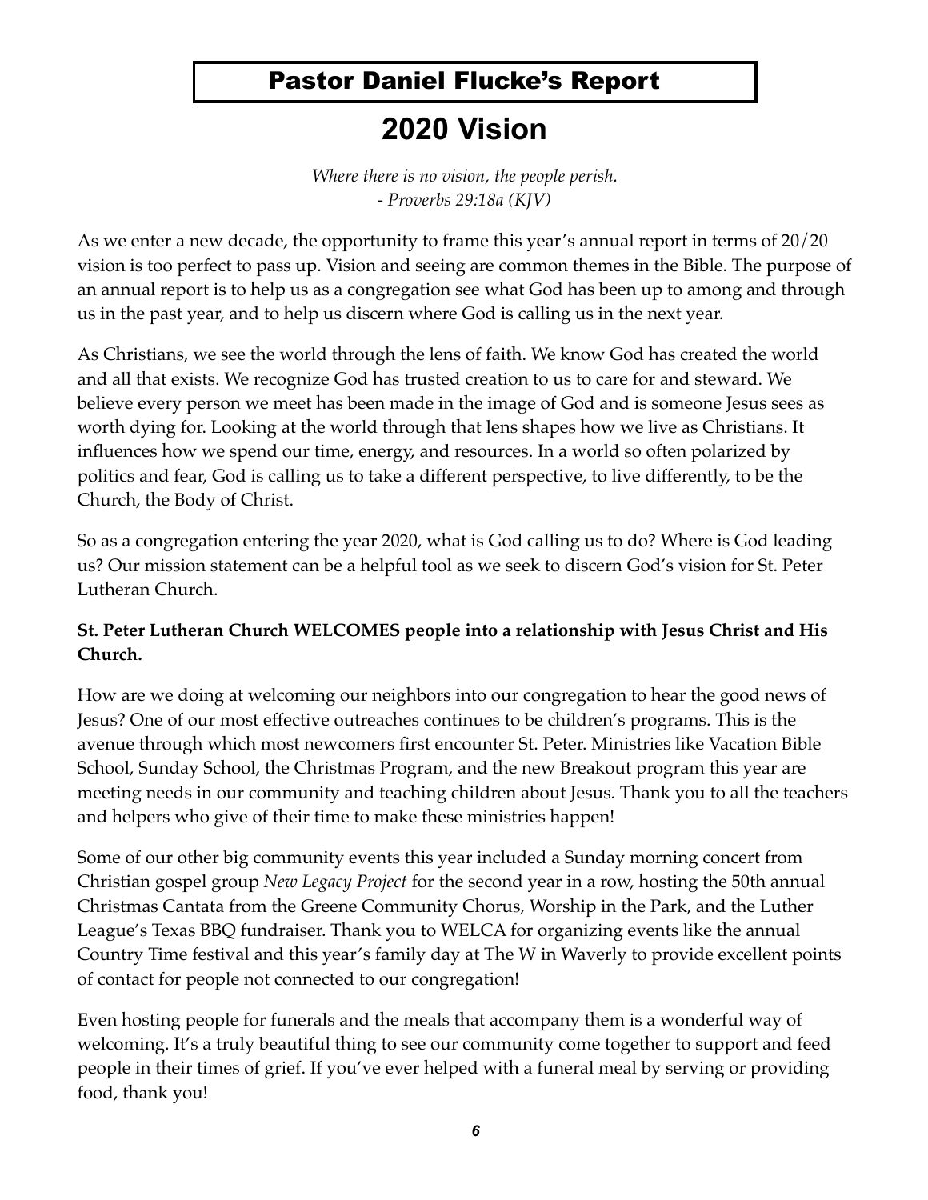## Pastor Daniel Flucke's Report

# 2020 Vision

*Where there is no vision, the people perish.*
*- Proverbs 29:18a (KJV)*

As we enter a new decade, the opportunity to frame this year's annual report in terms of 20/20 vision is too perfect to pass up. Vision and seeing are common themes in the Bible. The purpose of an annual report is to help us as a congregation see what God has been up to among and through us in the past year, and to help us discern where God is calling us in the next year.

As Christians, we see the world through the lens of faith. We know God has created the world and all that exists. We recognize God has trusted creation to us to care for and steward. We believe every person we meet has been made in the image of God and is someone Jesus sees as worth dying for. Looking at the world through that lens shapes how we live as Christians. It influences how we spend our time, energy, and resources. In a world so often polarized by politics and fear, God is calling us to take a different perspective, to live differently, to be the Church, the Body of Christ.

So as a congregation entering the year 2020, what is God calling us to do? Where is God leading us? Our mission statement can be a helpful tool as we seek to discern God's vision for St. Peter Lutheran Church.

**St. Peter Lutheran Church WELCOMES people into a relationship with Jesus Christ and His Church.**

How are we doing at welcoming our neighbors into our congregation to hear the good news of Jesus? One of our most effective outreaches continues to be children's programs. This is the avenue through which most newcomers first encounter St. Peter. Ministries like Vacation Bible School, Sunday School, the Christmas Program, and the new Breakout program this year are meeting needs in our community and teaching children about Jesus. Thank you to all the teachers and helpers who give of their time to make these ministries happen!

Some of our other big community events this year included a Sunday morning concert from Christian gospel group *New Legacy Project* for the second year in a row, hosting the 50th annual Christmas Cantata from the Greene Community Chorus, Worship in the Park, and the Luther League's Texas BBQ fundraiser. Thank you to WELCA for organizing events like the annual Country Time festival and this year's family day at The W in Waverly to provide excellent points of contact for people not connected to our congregation!

Even hosting people for funerals and the meals that accompany them is a wonderful way of welcoming. It's a truly beautiful thing to see our community come together to support and feed people in their times of grief. If you've ever helped with a funeral meal by serving or providing food, thank you!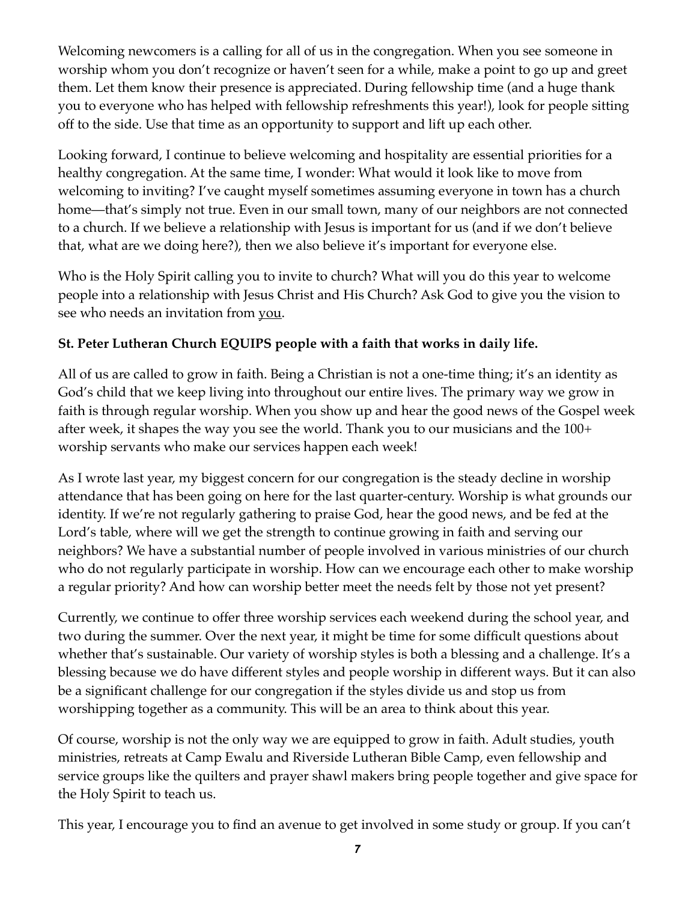Welcoming newcomers is a calling for all of us in the congregation. When you see someone in worship whom you don't recognize or haven't seen for a while, make a point to go up and greet them. Let them know their presence is appreciated. During fellowship time (and a huge thank you to everyone who has helped with fellowship refreshments this year!), look for people sitting off to the side. Use that time as an opportunity to support and lift up each other.

Looking forward, I continue to believe welcoming and hospitality are essential priorities for a healthy congregation. At the same time, I wonder: What would it look like to move from welcoming to inviting? I've caught myself sometimes assuming everyone in town has a church home—that's simply not true. Even in our small town, many of our neighbors are not connected to a church. If we believe a relationship with Jesus is important for us (and if we don't believe that, what are we doing here?), then we also believe it's important for everyone else.

Who is the Holy Spirit calling you to invite to church? What will you do this year to welcome people into a relationship with Jesus Christ and His Church? Ask God to give you the vision to see who needs an invitation from <u>you</u>.

**St. Peter Lutheran Church EQUIPS people with a faith that works in daily life.**

All of us are called to grow in faith. Being a Christian is not a one-time thing; it's an identity as God's child that we keep living into throughout our entire lives. The primary way we grow in faith is through regular worship. When you show up and hear the good news of the Gospel week after week, it shapes the way you see the world. Thank you to our musicians and the 100+ worship servants who make our services happen each week!

As I wrote last year, my biggest concern for our congregation is the steady decline in worship attendance that has been going on here for the last quarter-century. Worship is what grounds our identity. If we're not regularly gathering to praise God, hear the good news, and be fed at the Lord's table, where will we get the strength to continue growing in faith and serving our neighbors? We have a substantial number of people involved in various ministries of our church who do not regularly participate in worship. How can we encourage each other to make worship a regular priority? And how can worship better meet the needs felt by those not yet present?

Currently, we continue to offer three worship services each weekend during the school year, and two during the summer. Over the next year, it might be time for some difficult questions about whether that's sustainable. Our variety of worship styles is both a blessing and a challenge. It's a blessing because we do have different styles and people worship in different ways. But it can also be a significant challenge for our congregation if the styles divide us and stop us from worshipping together as a community. This will be an area to think about this year.

Of course, worship is not the only way we are equipped to grow in faith. Adult studies, youth ministries, retreats at Camp Ewalu and Riverside Lutheran Bible Camp, even fellowship and service groups like the quilters and prayer shawl makers bring people together and give space for the Holy Spirit to teach us.

This year, I encourage you to find an avenue to get involved in some study or group. If you can't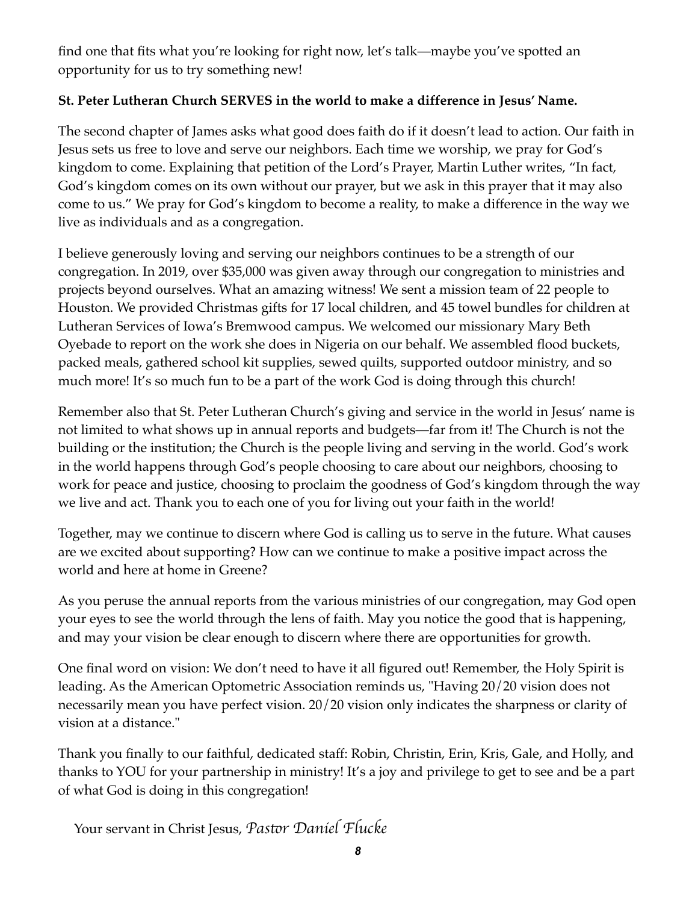find one that fits what you're looking for right now, let's talk—maybe you've spotted an opportunity for us to try something new!

**St. Peter Lutheran Church SERVES in the world to make a difference in Jesus' Name.**

The second chapter of James asks what good does faith do if it doesn't lead to action. Our faith in Jesus sets us free to love and serve our neighbors. Each time we worship, we pray for God's kingdom to come. Explaining that petition of the Lord's Prayer, Martin Luther writes, "In fact, God's kingdom comes on its own without our prayer, but we ask in this prayer that it may also come to us." We pray for God's kingdom to become a reality, to make a difference in the way we live as individuals and as a congregation.

I believe generously loving and serving our neighbors continues to be a strength of our congregation. In 2019, over $35,000 was given away through our congregation to ministries and projects beyond ourselves. What an amazing witness! We sent a mission team of 22 people to Houston. We provided Christmas gifts for 17 local children, and 45 towel bundles for children at Lutheran Services of Iowa's Bremwood campus. We welcomed our missionary Mary Beth Oyebade to report on the work she does in Nigeria on our behalf. We assembled flood buckets, packed meals, gathered school kit supplies, sewed quilts, supported outdoor ministry, and so much more! It's so much fun to be a part of the work God is doing through this church!

Remember also that St. Peter Lutheran Church's giving and service in the world in Jesus' name is not limited to what shows up in annual reports and budgets—far from it! The Church is not the building or the institution; the Church is the people living and serving in the world. God's work in the world happens through God's people choosing to care about our neighbors, choosing to work for peace and justice, choosing to proclaim the goodness of God's kingdom through the way we live and act. Thank you to each one of you for living out your faith in the world!

Together, may we continue to discern where God is calling us to serve in the future. What causes are we excited about supporting? How can we continue to make a positive impact across the world and here at home in Greene?

As you peruse the annual reports from the various ministries of our congregation, may God open your eyes to see the world through the lens of faith. May you notice the good that is happening, and may your vision be clear enough to discern where there are opportunities for growth.

One final word on vision: We don't need to have it all figured out! Remember, the Holy Spirit is leading. As the American Optometric Association reminds us, "Having 20/20 vision does not necessarily mean you have perfect vision. 20/20 vision only indicates the sharpness or clarity of vision at a distance."

Thank you finally to our faithful, dedicated staff: Robin, Christin, Erin, Kris, Gale, and Holly, and thanks to YOU for your partnership in ministry! It's a joy and privilege to get to see and be a part of what God is doing in this congregation!

Your servant in Christ Jesus, *Pastor Daniel Flucke*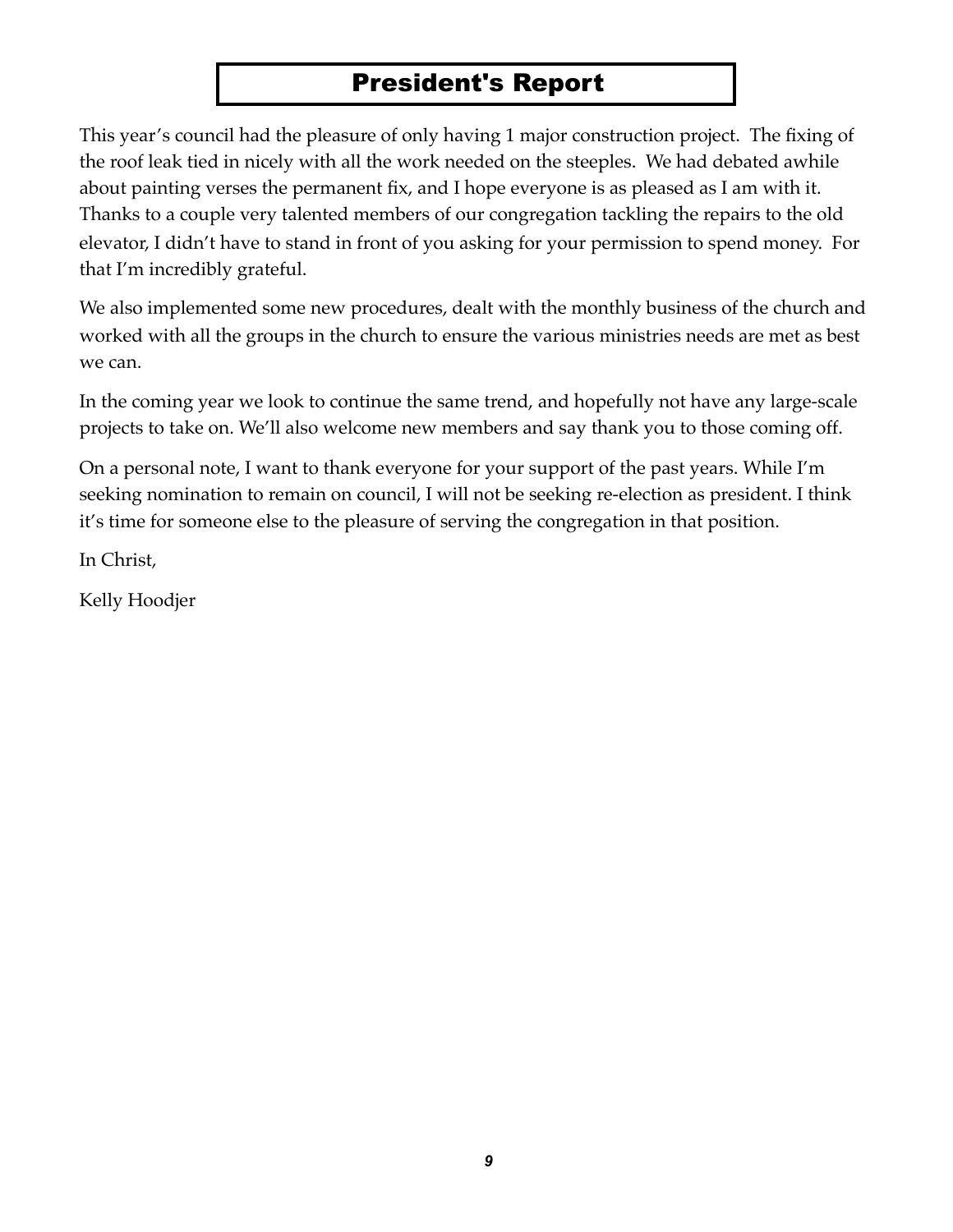# President's Report

This year's council had the pleasure of only having 1 major construction project. The fixing of the roof leak tied in nicely with all the work needed on the steeples. We had debated awhile about painting verses the permanent fix, and I hope everyone is as pleased as I am with it. Thanks to a couple very talented members of our congregation tackling the repairs to the old elevator, I didn't have to stand in front of you asking for your permission to spend money. For that I'm incredibly grateful.

We also implemented some new procedures, dealt with the monthly business of the church and worked with all the groups in the church to ensure the various ministries needs are met as best we can.

In the coming year we look to continue the same trend, and hopefully not have any large-scale projects to take on. We'll also welcome new members and say thank you to those coming off.

On a personal note, I want to thank everyone for your support of the past years. While I'm seeking nomination to remain on council, I will not be seeking re-election as president. I think it's time for someone else to the pleasure of serving the congregation in that position.

In Christ,

Kelly Hoodjer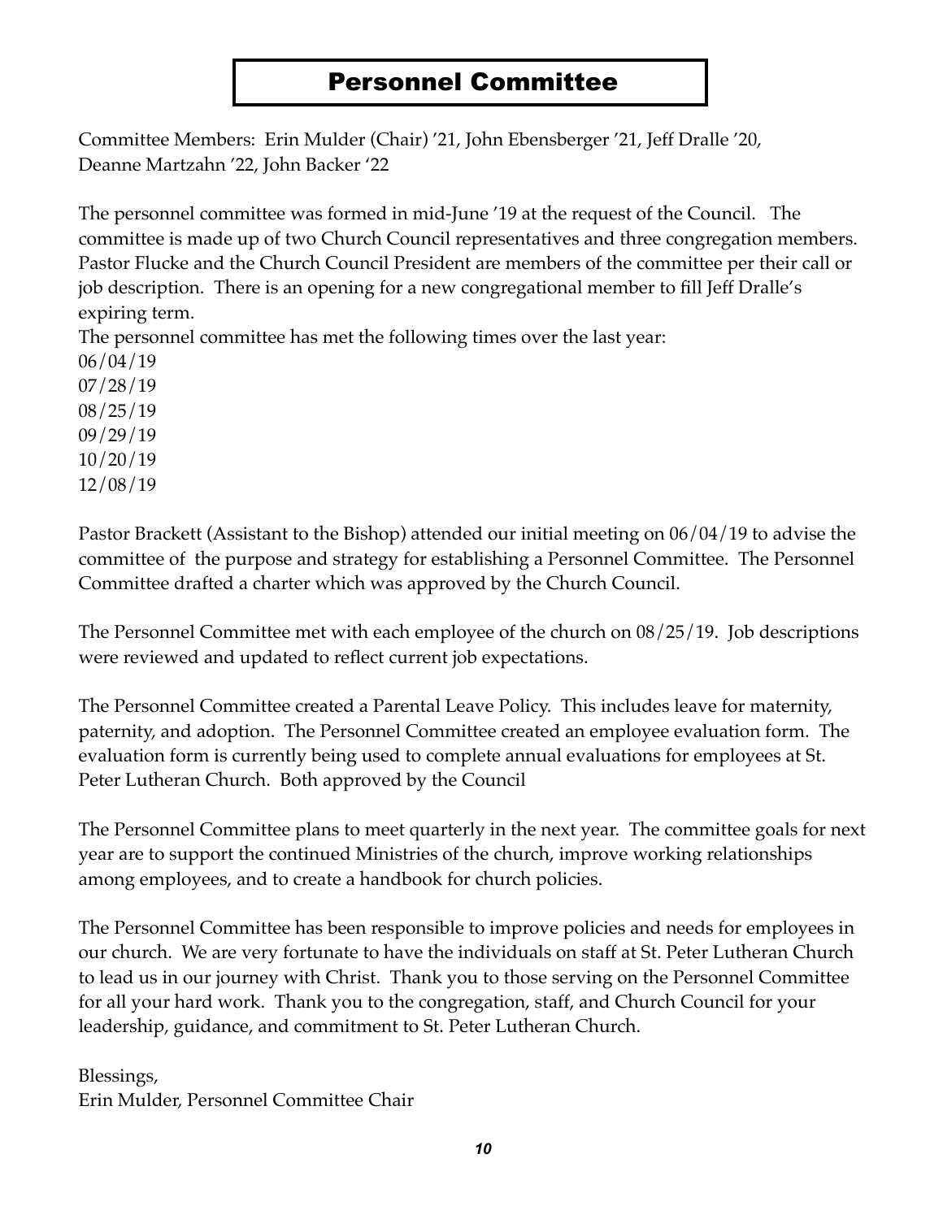# Personnel Committee

Committee Members: Erin Mulder (Chair) '21, John Ebensberger '21, Jeff Dralle '20, Deanne Martzahn '22, John Backer '22

The personnel committee was formed in mid-June '19 at the request of the Council. The committee is made up of two Church Council representatives and three congregation members. Pastor Flucke and the Church Council President are members of the committee per their call or job description. There is an opening for a new congregational member to fill Jeff Dralle's expiring term.

The personnel committee has met the following times over the last year:

06/04/19
07/28/19
08/25/19
09/29/19
10/20/19
12/08/19

Pastor Brackett (Assistant to the Bishop) attended our initial meeting on 06/04/19 to advise the committee of the purpose and strategy for establishing a Personnel Committee. The Personnel Committee drafted a charter which was approved by the Church Council.

The Personnel Committee met with each employee of the church on 08/25/19. Job descriptions were reviewed and updated to reflect current job expectations.

The Personnel Committee created a Parental Leave Policy. This includes leave for maternity, paternity, and adoption. The Personnel Committee created an employee evaluation form. The evaluation form is currently being used to complete annual evaluations for employees at St. Peter Lutheran Church. Both approved by the Council

The Personnel Committee plans to meet quarterly in the next year. The committee goals for next year are to support the continued Ministries of the church, improve working relationships among employees, and to create a handbook for church policies.

The Personnel Committee has been responsible to improve policies and needs for employees in our church. We are very fortunate to have the individuals on staff at St. Peter Lutheran Church to lead us in our journey with Christ. Thank you to those serving on the Personnel Committee for all your hard work. Thank you to the congregation, staff, and Church Council for your leadership, guidance, and commitment to St. Peter Lutheran Church.

Blessings,
Erin Mulder, Personnel Committee Chair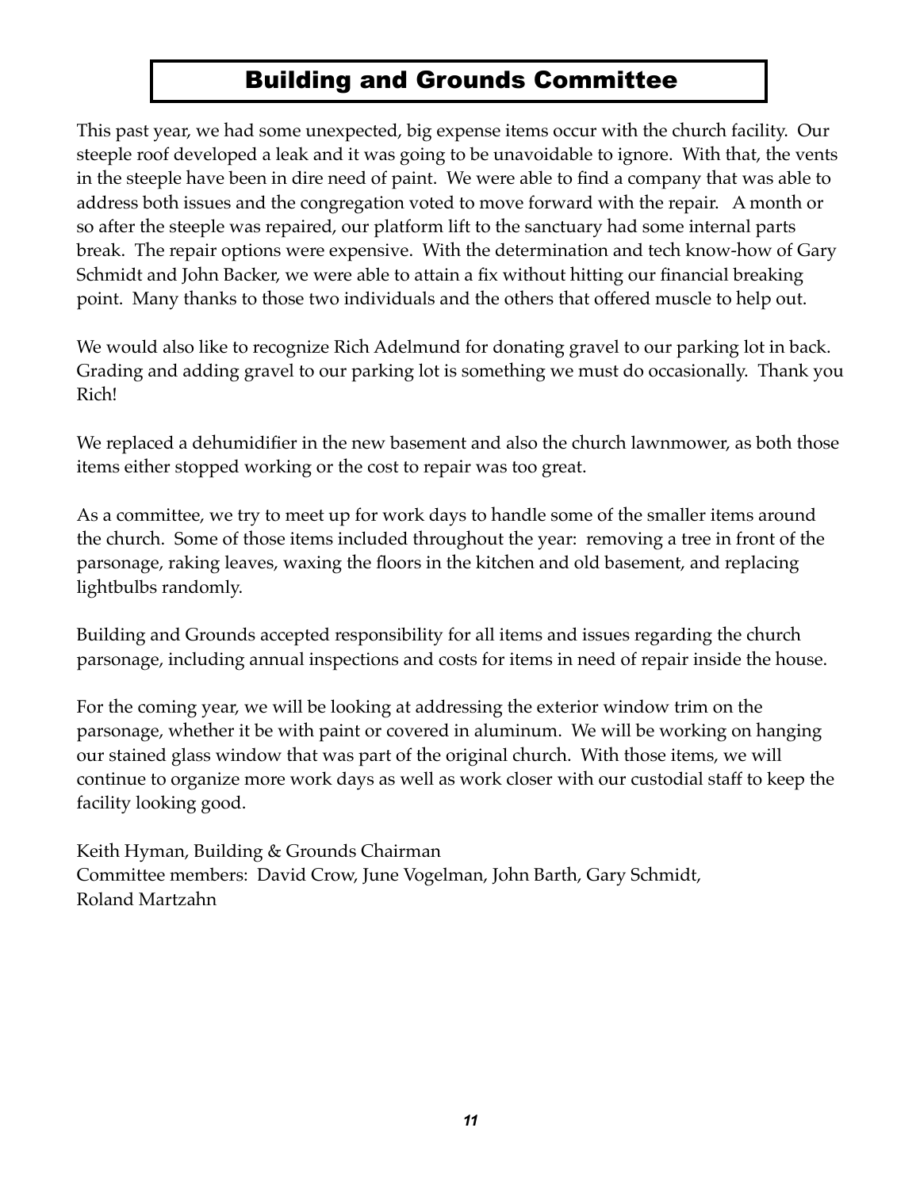# Building and Grounds Committee

This past year, we had some unexpected, big expense items occur with the church facility. Our steeple roof developed a leak and it was going to be unavoidable to ignore. With that, the vents in the steeple have been in dire need of paint. We were able to find a company that was able to address both issues and the congregation voted to move forward with the repair. A month or so after the steeple was repaired, our platform lift to the sanctuary had some internal parts break. The repair options were expensive. With the determination and tech know-how of Gary Schmidt and John Backer, we were able to attain a fix without hitting our financial breaking point. Many thanks to those two individuals and the others that offered muscle to help out.

We would also like to recognize Rich Adelmund for donating gravel to our parking lot in back. Grading and adding gravel to our parking lot is something we must do occasionally. Thank you Rich!

We replaced a dehumidifier in the new basement and also the church lawnmower, as both those items either stopped working or the cost to repair was too great.

As a committee, we try to meet up for work days to handle some of the smaller items around the church. Some of those items included throughout the year: removing a tree in front of the parsonage, raking leaves, waxing the floors in the kitchen and old basement, and replacing lightbulbs randomly.

Building and Grounds accepted responsibility for all items and issues regarding the church parsonage, including annual inspections and costs for items in need of repair inside the house.

For the coming year, we will be looking at addressing the exterior window trim on the parsonage, whether it be with paint or covered in aluminum. We will be working on hanging our stained glass window that was part of the original church. With those items, we will continue to organize more work days as well as work closer with our custodial staff to keep the facility looking good.

Keith Hyman, Building & Grounds Chairman
Committee members: David Crow, June Vogelman, John Barth, Gary Schmidt, Roland Martzahn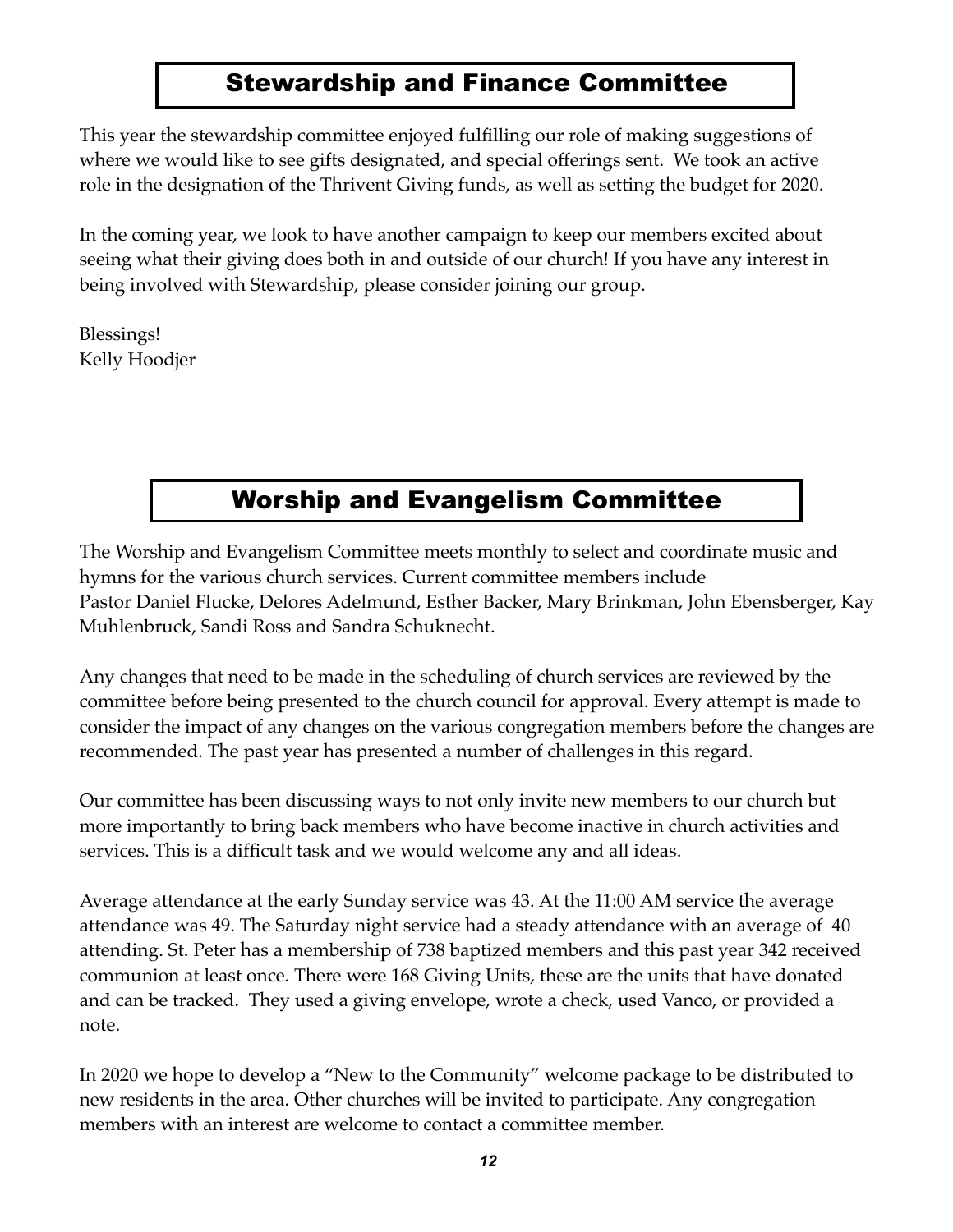## Stewardship and Finance Committee

This year the stewardship committee enjoyed fulfilling our role of making suggestions of where we would like to see gifts designated, and special offerings sent. We took an active role in the designation of the Thrivent Giving funds, as well as setting the budget for 2020.

In the coming year, we look to have another campaign to keep our members excited about seeing what their giving does both in and outside of our church! If you have any interest in being involved with Stewardship, please consider joining our group.

Blessings!
Kelly Hoodjer

## Worship and Evangelism Committee

The Worship and Evangelism Committee meets monthly to select and coordinate music and hymns for the various church services. Current committee members include Pastor Daniel Flucke, Delores Adelmund, Esther Backer, Mary Brinkman, John Ebensberger, Kay Muhlenbruck, Sandi Ross and Sandra Schuknecht.

Any changes that need to be made in the scheduling of church services are reviewed by the committee before being presented to the church council for approval. Every attempt is made to consider the impact of any changes on the various congregation members before the changes are recommended. The past year has presented a number of challenges in this regard.

Our committee has been discussing ways to not only invite new members to our church but more importantly to bring back members who have become inactive in church activities and services. This is a difficult task and we would welcome any and all ideas.

Average attendance at the early Sunday service was 43. At the 11:00 AM service the average attendance was 49. The Saturday night service had a steady attendance with an average of 40 attending. St. Peter has a membership of 738 baptized members and this past year 342 received communion at least once. There were 168 Giving Units, these are the units that have donated and can be tracked. They used a giving envelope, wrote a check, used Vanco, or provided a note.

In 2020 we hope to develop a "New to the Community" welcome package to be distributed to new residents in the area. Other churches will be invited to participate. Any congregation members with an interest are welcome to contact a committee member.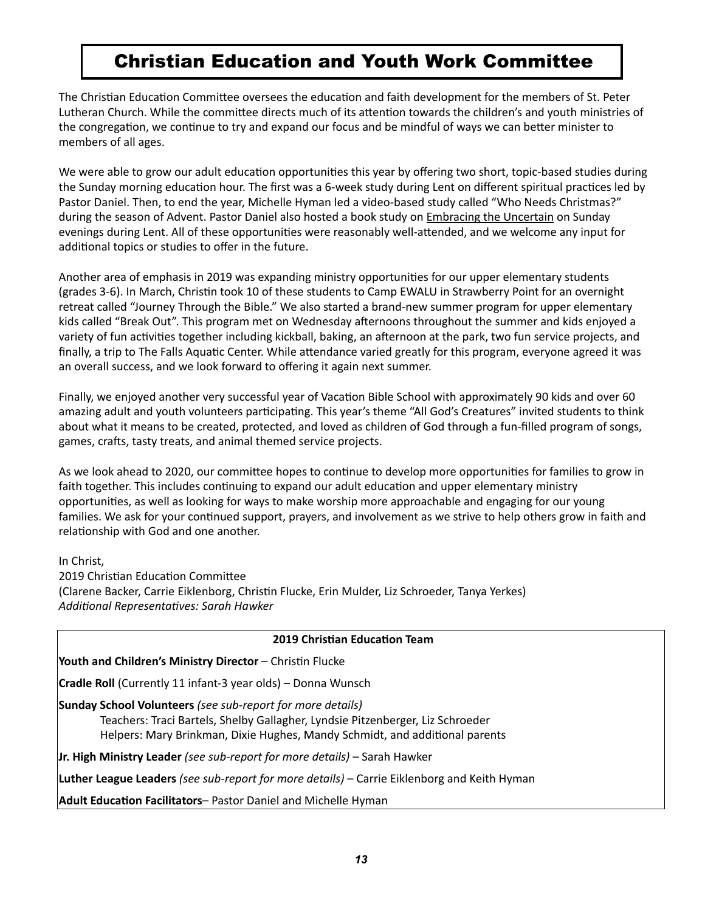# Christian Education and Youth Work Committee

The Christian Education Committee oversees the education and faith development for the members of St. Peter Lutheran Church. While the committee directs much of its attention towards the children's and youth ministries of the congregation, we continue to try and expand our focus and be mindful of ways we can better minister to members of all ages.

We were able to grow our adult education opportunities this year by offering two short, topic-based studies during the Sunday morning education hour. The first was a 6-week study during Lent on different spiritual practices led by Pastor Daniel. Then, to end the year, Michelle Hyman led a video-based study called "Who Needs Christmas?" during the season of Advent. Pastor Daniel also hosted a book study on <u>Embracing the Uncertain</u> on Sunday evenings during Lent. All of these opportunities were reasonably well-attended, and we welcome any input for additional topics or studies to offer in the future.

Another area of emphasis in 2019 was expanding ministry opportunities for our upper elementary students (grades 3-6). In March, Christin took 10 of these students to Camp EWALU in Strawberry Point for an overnight retreat called "Journey Through the Bible." We also started a brand-new summer program for upper elementary kids called "Break Out". This program met on Wednesday afternoons throughout the summer and kids enjoyed a variety of fun activities together including kickball, baking, an afternoon at the park, two fun service projects, and finally, a trip to The Falls Aquatic Center. While attendance varied greatly for this program, everyone agreed it was an overall success, and we look forward to offering it again next summer.

Finally, we enjoyed another very successful year of Vacation Bible School with approximately 90 kids and over 60 amazing adult and youth volunteers participating. This year's theme "All God's Creatures" invited students to think about what it means to be created, protected, and loved as children of God through a fun-filled program of songs, games, crafts, tasty treats, and animal themed service projects.

As we look ahead to 2020, our committee hopes to continue to develop more opportunities for families to grow in faith together. This includes continuing to expand our adult education and upper elementary ministry opportunities, as well as looking for ways to make worship more approachable and engaging for our young families. We ask for your continued support, prayers, and involvement as we strive to help others grow in faith and relationship with God and one another.

In Christ,
2019 Christian Education Committee
(Clarene Backer, Carrie Eiklenborg, Christin Flucke, Erin Mulder, Liz Schroeder, Tanya Yerkes)
*Additional Representatives: Sarah Hawker*

**2019 Christian Education Team**

**Youth and Children's Ministry Director** – Christin Flucke

**Cradle Roll** (Currently 11 infant-3 year olds) – Donna Wunsch

**Sunday School Volunteers** *(see sub-report for more details)*
Teachers: Traci Bartels, Shelby Gallagher, Lyndsie Pitzenberger, Liz Schroeder
Helpers: Mary Brinkman, Dixie Hughes, Mandy Schmidt, and additional parents

**Jr. High Ministry Leader** *(see sub-report for more details)* – Sarah Hawker

**Luther League Leaders** *(see sub-report for more details)* – Carrie Eiklenborg and Keith Hyman

**Adult Education Facilitators**– Pastor Daniel and Michelle Hyman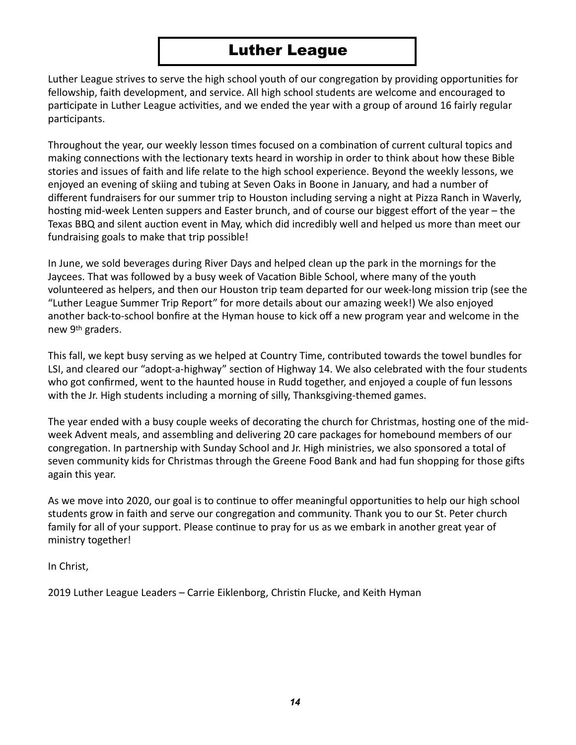# Luther League

Luther League strives to serve the high school youth of our congregation by providing opportunities for fellowship, faith development, and service. All high school students are welcome and encouraged to participate in Luther League activities, and we ended the year with a group of around 16 fairly regular participants.

Throughout the year, our weekly lesson times focused on a combination of current cultural topics and making connections with the lectionary texts heard in worship in order to think about how these Bible stories and issues of faith and life relate to the high school experience. Beyond the weekly lessons, we enjoyed an evening of skiing and tubing at Seven Oaks in Boone in January, and had a number of different fundraisers for our summer trip to Houston including serving a night at Pizza Ranch in Waverly, hosting mid-week Lenten suppers and Easter brunch, and of course our biggest effort of the year – the Texas BBQ and silent auction event in May, which did incredibly well and helped us more than meet our fundraising goals to make that trip possible!

In June, we sold beverages during River Days and helped clean up the park in the mornings for the Jaycees. That was followed by a busy week of Vacation Bible School, where many of the youth volunteered as helpers, and then our Houston trip team departed for our week-long mission trip (see the "Luther League Summer Trip Report" for more details about our amazing week!) We also enjoyed another back-to-school bonfire at the Hyman house to kick off a new program year and welcome in the new 9th graders.

This fall, we kept busy serving as we helped at Country Time, contributed towards the towel bundles for LSI, and cleared our "adopt-a-highway" section of Highway 14. We also celebrated with the four students who got confirmed, went to the haunted house in Rudd together, and enjoyed a couple of fun lessons with the Jr. High students including a morning of silly, Thanksgiving-themed games.

The year ended with a busy couple weeks of decorating the church for Christmas, hosting one of the mid-week Advent meals, and assembling and delivering 20 care packages for homebound members of our congregation. In partnership with Sunday School and Jr. High ministries, we also sponsored a total of seven community kids for Christmas through the Greene Food Bank and had fun shopping for those gifts again this year.

As we move into 2020, our goal is to continue to offer meaningful opportunities to help our high school students grow in faith and serve our congregation and community. Thank you to our St. Peter church family for all of your support. Please continue to pray for us as we embark in another great year of ministry together!

In Christ,

2019 Luther League Leaders – Carrie Eiklenborg, Christin Flucke, and Keith Hyman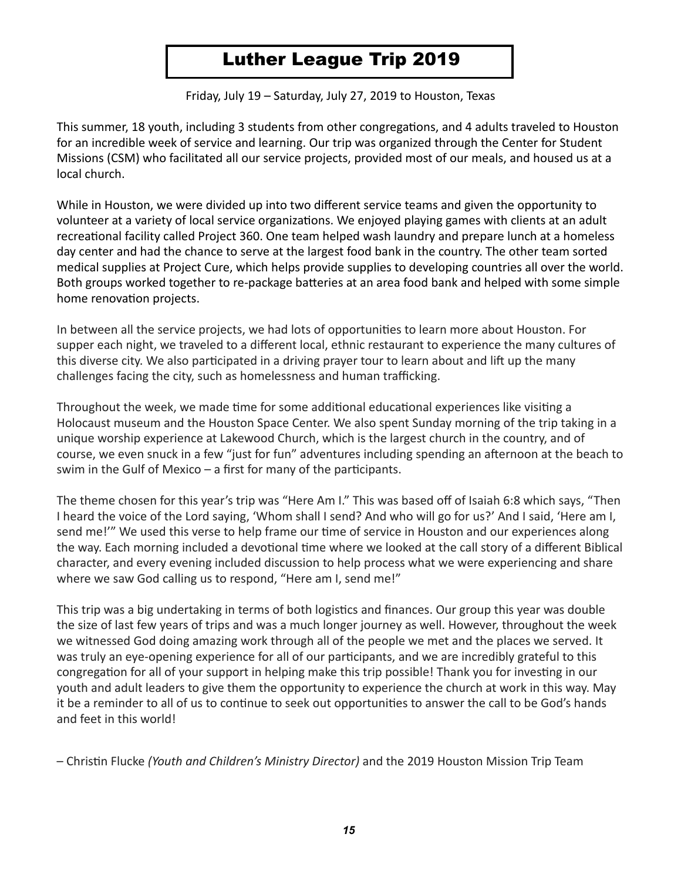# Luther League Trip 2019

Friday, July 19 – Saturday, July 27, 2019 to Houston, Texas

This summer, 18 youth, including 3 students from other congregations, and 4 adults traveled to Houston for an incredible week of service and learning. Our trip was organized through the Center for Student Missions (CSM) who facilitated all our service projects, provided most of our meals, and housed us at a local church.

While in Houston, we were divided up into two different service teams and given the opportunity to volunteer at a variety of local service organizations. We enjoyed playing games with clients at an adult recreational facility called Project 360. One team helped wash laundry and prepare lunch at a homeless day center and had the chance to serve at the largest food bank in the country. The other team sorted medical supplies at Project Cure, which helps provide supplies to developing countries all over the world. Both groups worked together to re-package batteries at an area food bank and helped with some simple home renovation projects.

In between all the service projects, we had lots of opportunities to learn more about Houston. For supper each night, we traveled to a different local, ethnic restaurant to experience the many cultures of this diverse city. We also participated in a driving prayer tour to learn about and lift up the many challenges facing the city, such as homelessness and human trafficking.

Throughout the week, we made time for some additional educational experiences like visiting a Holocaust museum and the Houston Space Center. We also spent Sunday morning of the trip taking in a unique worship experience at Lakewood Church, which is the largest church in the country, and of course, we even snuck in a few "just for fun" adventures including spending an afternoon at the beach to swim in the Gulf of Mexico – a first for many of the participants.

The theme chosen for this year's trip was "Here Am I." This was based off of Isaiah 6:8 which says, "Then I heard the voice of the Lord saying, 'Whom shall I send? And who will go for us?' And I said, 'Here am I, send me!'" We used this verse to help frame our time of service in Houston and our experiences along the way. Each morning included a devotional time where we looked at the call story of a different Biblical character, and every evening included discussion to help process what we were experiencing and share where we saw God calling us to respond, "Here am I, send me!"

This trip was a big undertaking in terms of both logistics and finances. Our group this year was double the size of last few years of trips and was a much longer journey as well. However, throughout the week we witnessed God doing amazing work through all of the people we met and the places we served. It was truly an eye-opening experience for all of our participants, and we are incredibly grateful to this congregation for all of your support in helping make this trip possible! Thank you for investing in our youth and adult leaders to give them the opportunity to experience the church at work in this way. May it be a reminder to all of us to continue to seek out opportunities to answer the call to be God's hands and feet in this world!

– Christin Flucke *(Youth and Children's Ministry Director)* and the 2019 Houston Mission Trip Team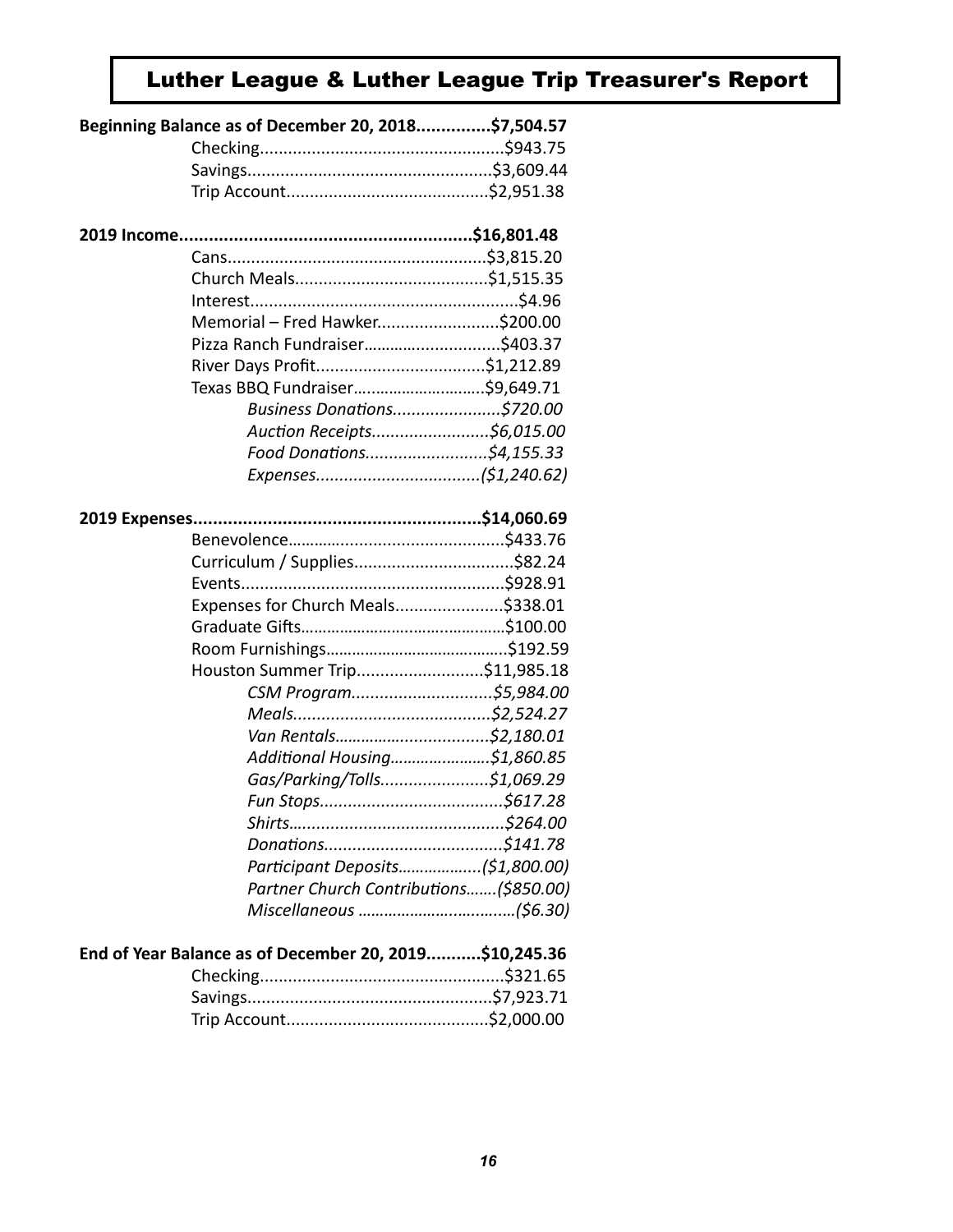# Luther League & Luther League Trip Treasurer's Report

**Beginning Balance as of December 20, 2018..............$7,504.57**

- Checking...................................................$943.75
- Savings...................................................$3,609.44
- Trip Account..........................................$2,951.38

**2019 Income..........................................................$16,801.48**

- Cans......................................................$3,815.20
- Church Meals........................................$1,515.35
- Interest........................................................$4.96
- Memorial – Fred Hawker.........................$200.00
- Pizza Ranch Fundraiser............................$403.37
- River Days Profit...................................$1,212.89
- Texas BBQ Fundraiser............................$9,649.71
  - *Business Donations.......................$720.00*
  - *Auction Receipts.........................$6,015.00*
  - *Food Donations..........................$4,155.33*
  - *Expenses..................................($1,240.62)*

**2019 Expenses.........................................................$14,060.69**

- Benevolence.............................................$433.76
- Curriculum / Supplies.................................$82.24
- Events.......................................................$928.91
- Expenses for Church Meals.......................$338.01
- Graduate Gifts............................................$100.00
- Room Furnishings........................................$192.59
- Houston Summer Trip...........................$11,985.18
  - *CSM Program..............................$5,984.00*
  - *Meals.........................................$2,524.27*
  - *Van Rentals.................................$2,180.01*
  - *Additional Housing......................$1,860.85*
  - *Gas/Parking/Tolls.......................$1,069.29*
  - *Fun Stops.......................................$617.28*
  - *Shirts.............................................$264.00*
  - *Donations......................................$141.78*
  - *Participant Deposits..................($1,800.00)*
  - *Partner Church Contributions.......($850.00)*
  - *Miscellaneous ...................................($6.30)*

**End of Year Balance as of December 20, 2019...........$10,245.36**

- Checking...................................................$321.65
- Savings...................................................$7,923.71
- Trip Account..........................................$2,000.00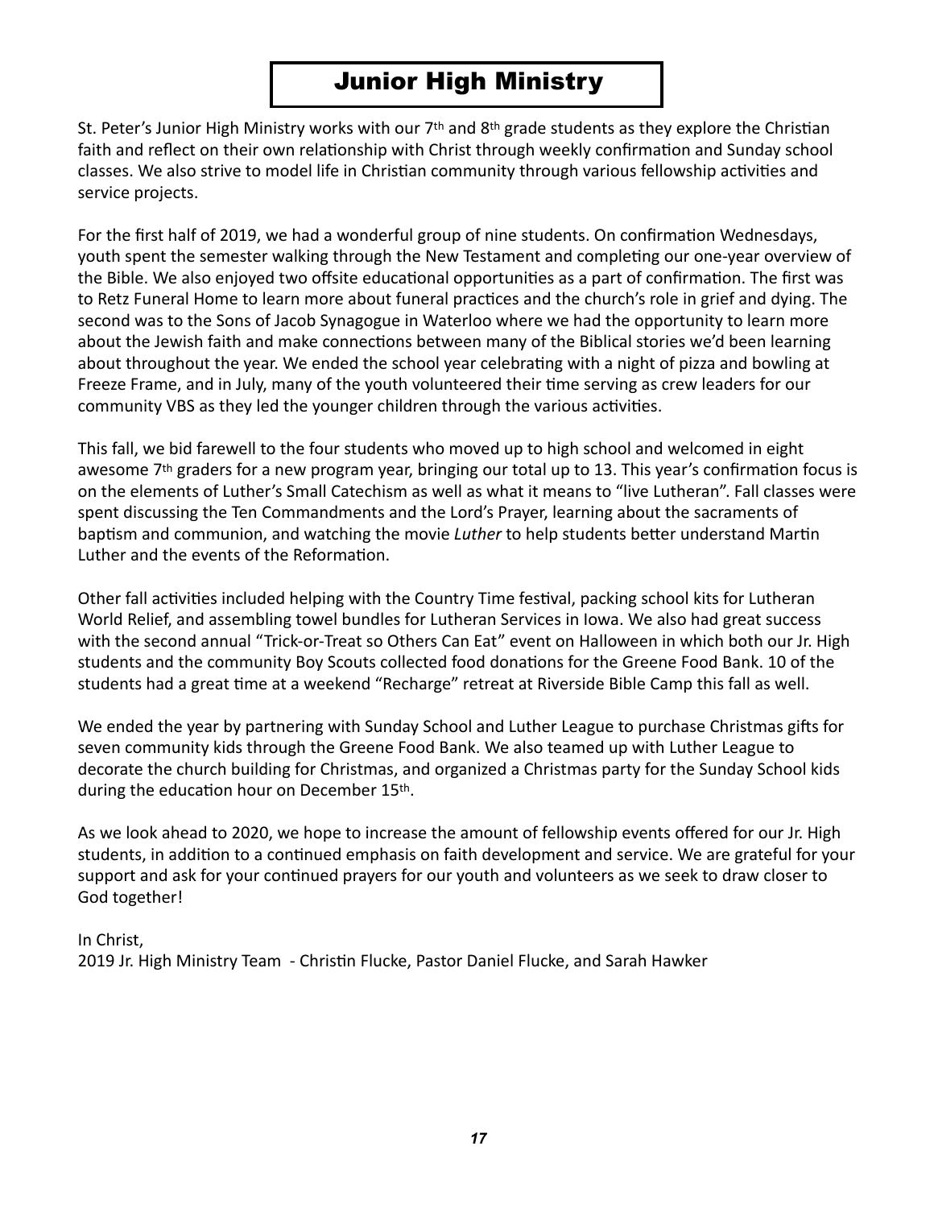# Junior High Ministry

St. Peter's Junior High Ministry works with our 7th and 8th grade students as they explore the Christian faith and reflect on their own relationship with Christ through weekly confirmation and Sunday school classes. We also strive to model life in Christian community through various fellowship activities and service projects.

For the first half of 2019, we had a wonderful group of nine students. On confirmation Wednesdays, youth spent the semester walking through the New Testament and completing our one-year overview of the Bible. We also enjoyed two offsite educational opportunities as a part of confirmation. The first was to Retz Funeral Home to learn more about funeral practices and the church's role in grief and dying. The second was to the Sons of Jacob Synagogue in Waterloo where we had the opportunity to learn more about the Jewish faith and make connections between many of the Biblical stories we'd been learning about throughout the year. We ended the school year celebrating with a night of pizza and bowling at Freeze Frame, and in July, many of the youth volunteered their time serving as crew leaders for our community VBS as they led the younger children through the various activities.

This fall, we bid farewell to the four students who moved up to high school and welcomed in eight awesome 7th graders for a new program year, bringing our total up to 13. This year's confirmation focus is on the elements of Luther's Small Catechism as well as what it means to "live Lutheran". Fall classes were spent discussing the Ten Commandments and the Lord's Prayer, learning about the sacraments of baptism and communion, and watching the movie *Luther* to help students better understand Martin Luther and the events of the Reformation.

Other fall activities included helping with the Country Time festival, packing school kits for Lutheran World Relief, and assembling towel bundles for Lutheran Services in Iowa. We also had great success with the second annual "Trick-or-Treat so Others Can Eat" event on Halloween in which both our Jr. High students and the community Boy Scouts collected food donations for the Greene Food Bank. 10 of the students had a great time at a weekend "Recharge" retreat at Riverside Bible Camp this fall as well.

We ended the year by partnering with Sunday School and Luther League to purchase Christmas gifts for seven community kids through the Greene Food Bank. We also teamed up with Luther League to decorate the church building for Christmas, and organized a Christmas party for the Sunday School kids during the education hour on December 15th.

As we look ahead to 2020, we hope to increase the amount of fellowship events offered for our Jr. High students, in addition to a continued emphasis on faith development and service. We are grateful for your support and ask for your continued prayers for our youth and volunteers as we seek to draw closer to God together!

In Christ,
2019 Jr. High Ministry Team - Christin Flucke, Pastor Daniel Flucke, and Sarah Hawker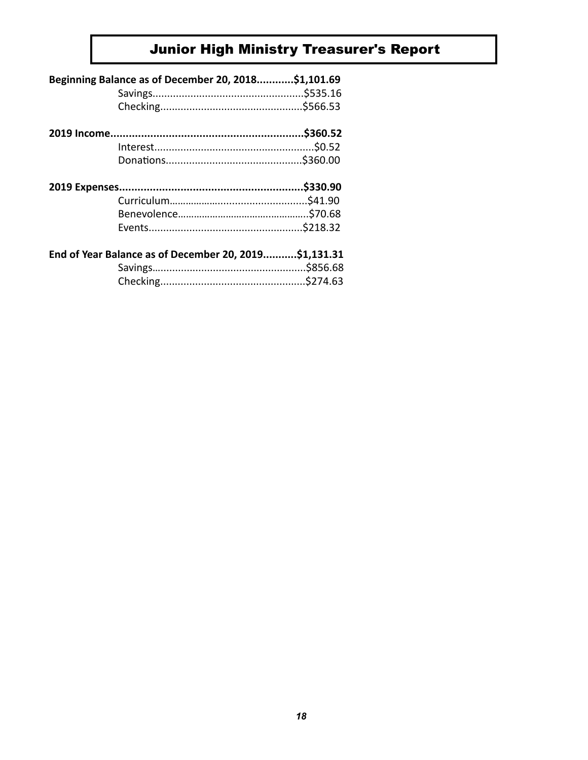# Junior High Ministry Treasurer's Report

**Beginning Balance as of December 20, 2018............$1,101.69**

Savings....................................................$535.16

Checking.................................................$566.53

**2019 Income...............................................................$360.52**

Interest.......................................................$0.52

Donations...............................................$360.00

**2019 Expenses............................................................$330.90**

Curriculum.................................................$41.90

Benevolence................................................$70.68

Events.....................................................$218.32

**End of Year Balance as of December 20, 2019...........$1,131.31**

Savings.....................................................$856.68

Checking..................................................$274.63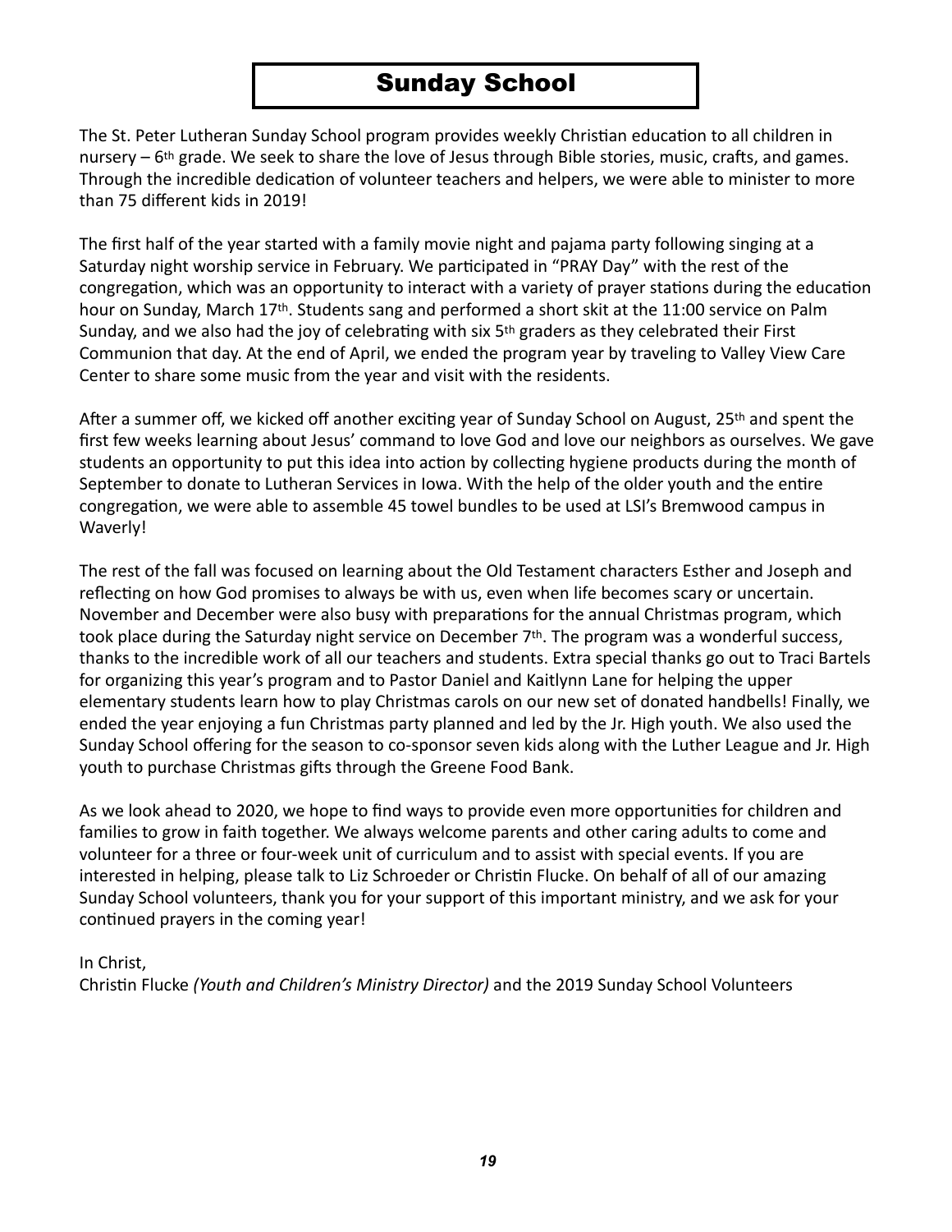# Sunday School

The St. Peter Lutheran Sunday School program provides weekly Christian education to all children in nursery – 6th grade. We seek to share the love of Jesus through Bible stories, music, crafts, and games. Through the incredible dedication of volunteer teachers and helpers, we were able to minister to more than 75 different kids in 2019!

The first half of the year started with a family movie night and pajama party following singing at a Saturday night worship service in February. We participated in "PRAY Day" with the rest of the congregation, which was an opportunity to interact with a variety of prayer stations during the education hour on Sunday, March 17th. Students sang and performed a short skit at the 11:00 service on Palm Sunday, and we also had the joy of celebrating with six 5th graders as they celebrated their First Communion that day. At the end of April, we ended the program year by traveling to Valley View Care Center to share some music from the year and visit with the residents.

After a summer off, we kicked off another exciting year of Sunday School on August, 25th and spent the first few weeks learning about Jesus' command to love God and love our neighbors as ourselves. We gave students an opportunity to put this idea into action by collecting hygiene products during the month of September to donate to Lutheran Services in Iowa. With the help of the older youth and the entire congregation, we were able to assemble 45 towel bundles to be used at LSI's Bremwood campus in Waverly!

The rest of the fall was focused on learning about the Old Testament characters Esther and Joseph and reflecting on how God promises to always be with us, even when life becomes scary or uncertain. November and December were also busy with preparations for the annual Christmas program, which took place during the Saturday night service on December 7th. The program was a wonderful success, thanks to the incredible work of all our teachers and students. Extra special thanks go out to Traci Bartels for organizing this year's program and to Pastor Daniel and Kaitlynn Lane for helping the upper elementary students learn how to play Christmas carols on our new set of donated handbells! Finally, we ended the year enjoying a fun Christmas party planned and led by the Jr. High youth. We also used the Sunday School offering for the season to co-sponsor seven kids along with the Luther League and Jr. High youth to purchase Christmas gifts through the Greene Food Bank.

As we look ahead to 2020, we hope to find ways to provide even more opportunities for children and families to grow in faith together. We always welcome parents and other caring adults to come and volunteer for a three or four-week unit of curriculum and to assist with special events. If you are interested in helping, please talk to Liz Schroeder or Christin Flucke. On behalf of all of our amazing Sunday School volunteers, thank you for your support of this important ministry, and we ask for your continued prayers in the coming year!

In Christ,
Christin Flucke *(Youth and Children's Ministry Director)* and the 2019 Sunday School Volunteers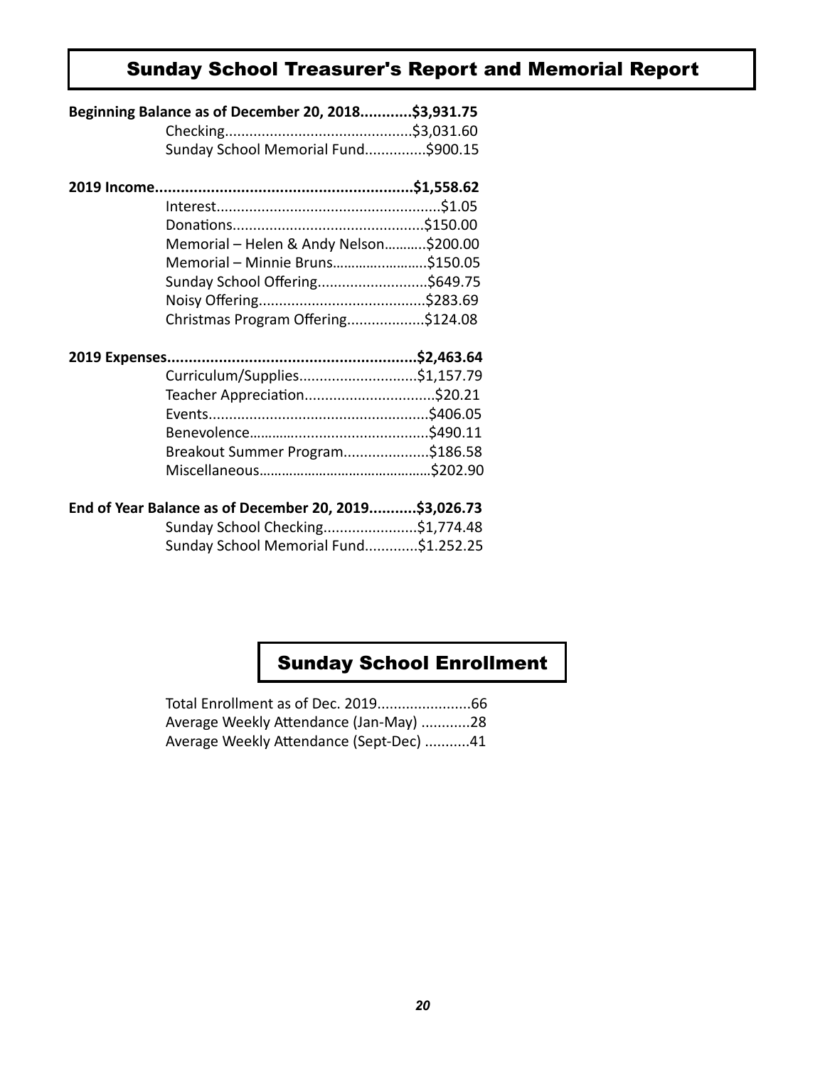## Sunday School Treasurer's Report and Memorial Report

**Beginning Balance as of December 20, 2018............$3,931.75**

Checking.............................................$3,031.60
Sunday School Memorial Fund...............$900.15

**2019 Income...........................................................$1,558.62**

Interest......................................................$1.05
Donations...............................................$150.00
Memorial – Helen & Andy Nelson...........$200.00
Memorial – Minnie Bruns.........................$150.05
Sunday School Offering...........................$649.75
Noisy Offering.........................................$283.69
Christmas Program Offering...................$124.08

**2019 Expenses..........................................................$2,463.64**

Curriculum/Supplies.............................$1,157.79
Teacher Appreciation................................$20.21
Events.....................................................$406.05
Benevolence............................................$490.11
Breakout Summer Program.....................$186.58
Miscellaneous............................................$202.90

**End of Year Balance as of December 20, 2019...........$3,026.73**

Sunday School Checking.......................$1,774.48
Sunday School Memorial Fund.............$1.252.25

## Sunday School Enrollment

Total Enrollment as of Dec. 2019.......................66
Average Weekly Attendance (Jan-May) ............28
Average Weekly Attendance (Sept-Dec) ...........41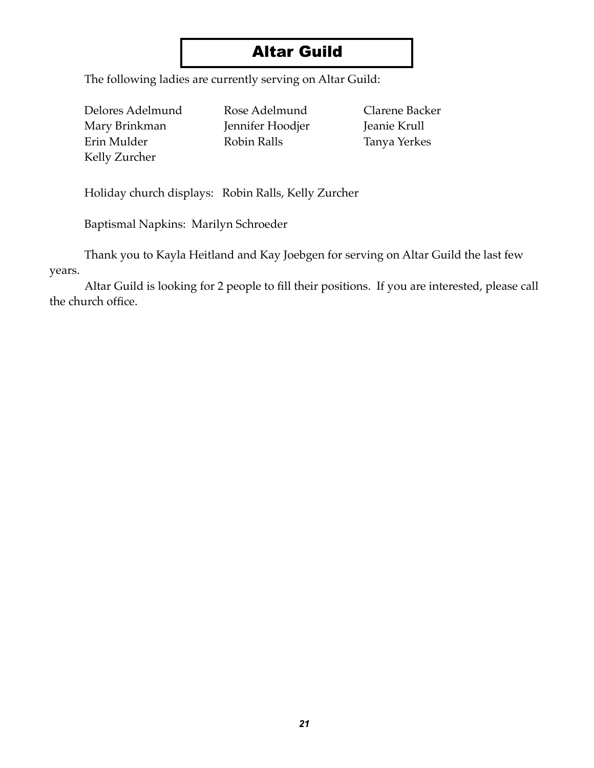# Altar Guild

The following ladies are currently serving on Altar Guild:

| | | |
|---|---|---|
| Delores Adelmund | Rose Adelmund | Clarene Backer |
| Mary Brinkman | Jennifer Hoodjer | Jeanie Krull |
| Erin Mulder | Robin Ralls | Tanya Yerkes |
| Kelly Zurcher | | |

Holiday church displays: Robin Ralls, Kelly Zurcher

Baptismal Napkins: Marilyn Schroeder

Thank you to Kayla Heitland and Kay Joebgen for serving on Altar Guild the last few years.

Altar Guild is looking for 2 people to fill their positions. If you are interested, please call the church office.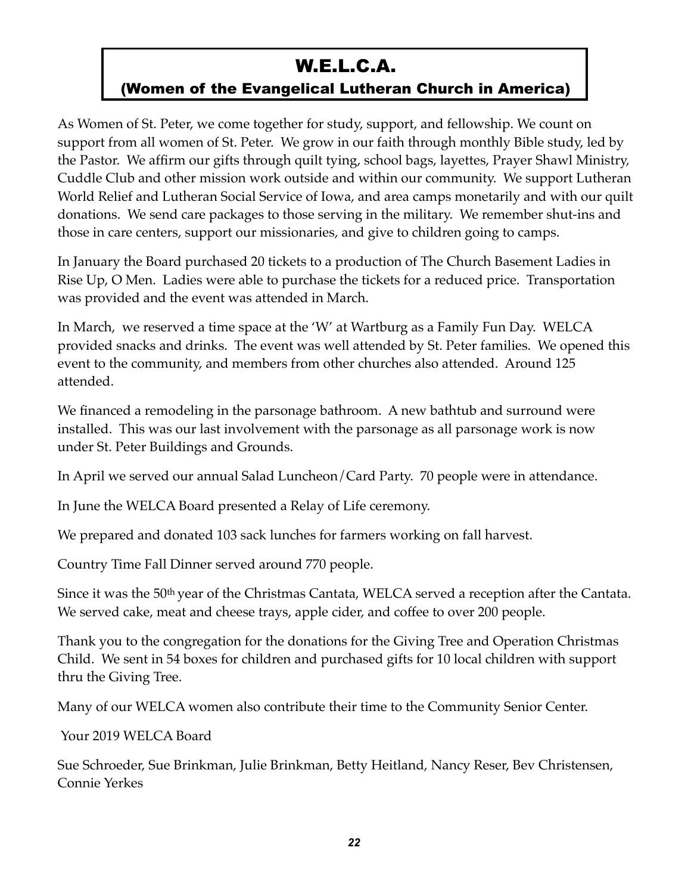# W.E.L.C.A.

## (Women of the Evangelical Lutheran Church in America)

As Women of St. Peter, we come together for study, support, and fellowship. We count on support from all women of St. Peter. We grow in our faith through monthly Bible study, led by the Pastor. We affirm our gifts through quilt tying, school bags, layettes, Prayer Shawl Ministry, Cuddle Club and other mission work outside and within our community. We support Lutheran World Relief and Lutheran Social Service of Iowa, and area camps monetarily and with our quilt donations. We send care packages to those serving in the military. We remember shut-ins and those in care centers, support our missionaries, and give to children going to camps.

In January the Board purchased 20 tickets to a production of The Church Basement Ladies in Rise Up, O Men. Ladies were able to purchase the tickets for a reduced price. Transportation was provided and the event was attended in March.

In March, we reserved a time space at the 'W' at Wartburg as a Family Fun Day. WELCA provided snacks and drinks. The event was well attended by St. Peter families. We opened this event to the community, and members from other churches also attended. Around 125 attended.

We financed a remodeling in the parsonage bathroom. A new bathtub and surround were installed. This was our last involvement with the parsonage as all parsonage work is now under St. Peter Buildings and Grounds.

In April we served our annual Salad Luncheon/Card Party. 70 people were in attendance.

In June the WELCA Board presented a Relay of Life ceremony.

We prepared and donated 103 sack lunches for farmers working on fall harvest.

Country Time Fall Dinner served around 770 people.

Since it was the 50th year of the Christmas Cantata, WELCA served a reception after the Cantata. We served cake, meat and cheese trays, apple cider, and coffee to over 200 people.

Thank you to the congregation for the donations for the Giving Tree and Operation Christmas Child. We sent in 54 boxes for children and purchased gifts for 10 local children with support thru the Giving Tree.

Many of our WELCA women also contribute their time to the Community Senior Center.

Your 2019 WELCA Board

Sue Schroeder, Sue Brinkman, Julie Brinkman, Betty Heitland, Nancy Reser, Bev Christensen, Connie Yerkes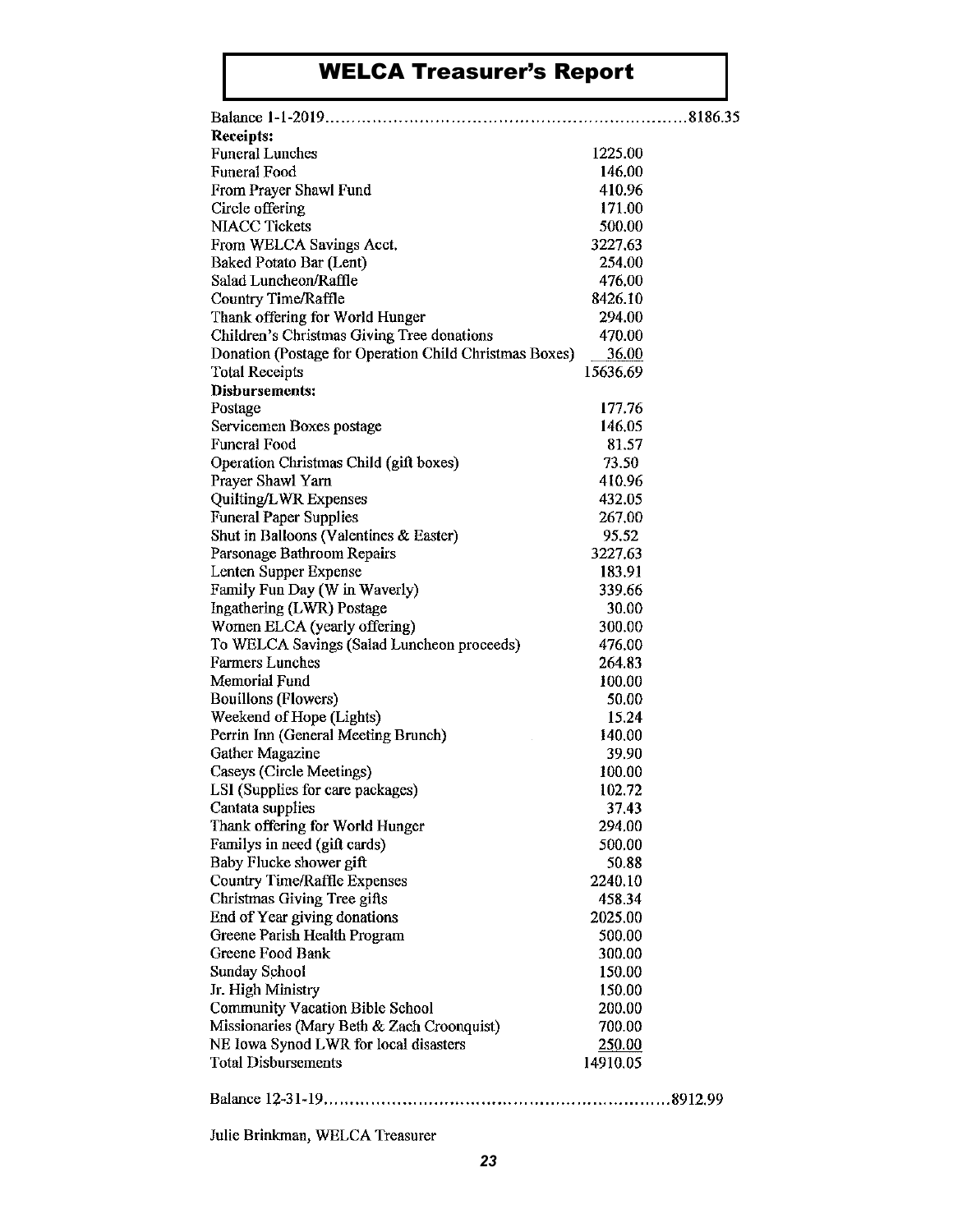# WELCA Treasurer's Report

| | | |
|---|---|---|
| Balance 1-1-2019 | | 8186.35 |
| **Receipts:** | | |
| Funeral Lunches | 1225.00 | |
| Funeral Food | 146.00 | |
| From Prayer Shawl Fund | 410.96 | |
| Circle offering | 171.00 | |
| NIACC Tickets | 500.00 | |
| From WELCA Savings Acct. | 3227.63 | |
| Baked Potato Bar (Lent) | 254.00 | |
| Salad Luncheon/Raffle | 476.00 | |
| Country Time/Raffle | 8426.10 | |
| Thank offering for World Hunger | 294.00 | |
| Children's Christmas Giving Tree donations | 470.00 | |
| Donation (Postage for Operation Child Christmas Boxes) | 36.00 | |
| Total Receipts | 15636.69 | |
| **Disbursements:** | | |
| Postage | 177.76 | |
| Servicemen Boxes postage | 146.05 | |
| Funeral Food | 81.57 | |
| Operation Christmas Child (gift boxes) | 73.50 | |
| Prayer Shawl Yarn | 410.96 | |
| Quilting/LWR Expenses | 432.05 | |
| Funeral Paper Supplies | 267.00 | |
| Shut in Balloons (Valentines & Easter) | 95.52 | |
| Parsonage Bathroom Repairs | 3227.63 | |
| Lenten Supper Expense | 183.91 | |
| Family Fun Day (W in Waverly) | 339.66 | |
| Ingathering (LWR) Postage | 30.00 | |
| Women ELCA (yearly offering) | 300.00 | |
| To WELCA Savings (Salad Luncheon proceeds) | 476.00 | |
| Farmers Lunches | 264.83 | |
| Memorial Fund | 100.00 | |
| Bouillons (Flowers) | 50.00 | |
| Weekend of Hope (Lights) | 15.24 | |
| Perrin Inn (General Meeting Brunch) | 140.00 | |
| Gather Magazine | 39.90 | |
| Caseys (Circle Meetings) | 100.00 | |
| LSI (Supplies for care packages) | 102.72 | |
| Cantata supplies | 37.43 | |
| Thank offering for World Hunger | 294.00 | |
| Familys in need (gift cards) | 500.00 | |
| Baby Flucke shower gift | 50.88 | |
| Country Time/Raffle Expenses | 2240.10 | |
| Christmas Giving Tree gifts | 458.34 | |
| End of Year giving donations | 2025.00 | |
| Greene Parish Health Program | 500.00 | |
| Greene Food Bank | 300.00 | |
| Sunday School | 150.00 | |
| Jr. High Ministry | 150.00 | |
| Community Vacation Bible School | 200.00 | |
| Missionaries (Mary Beth & Zach Croonquist) | 700.00 | |
| NE Iowa Synod LWR for local disasters | 250.00 | |
| Total Disbursements | 14910.05 | |
| Balance 12-31-19 | | 8912.99 |

Julie Brinkman, WELCA Treasurer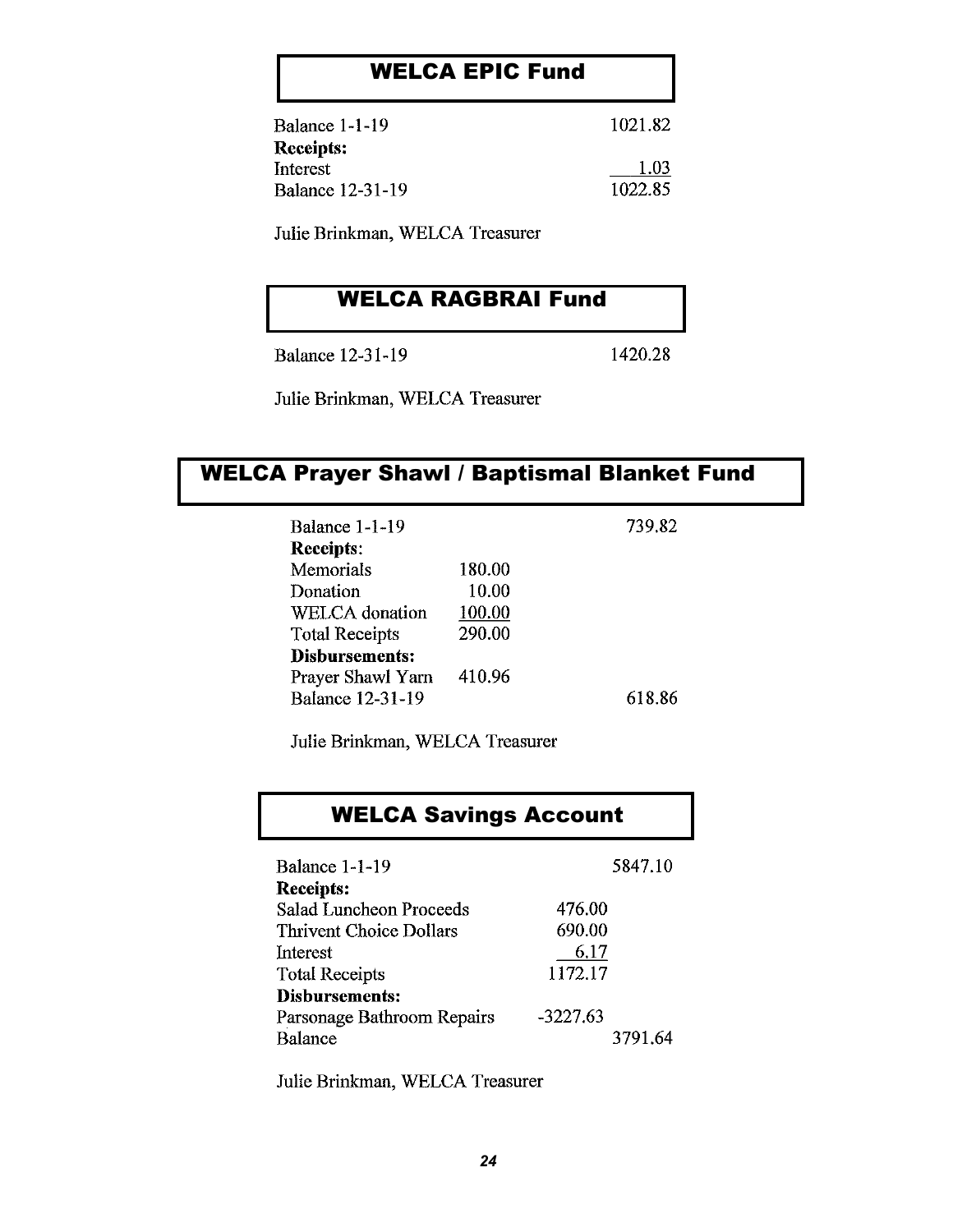## WELCA EPIC Fund

| | |
|---|---|
| Balance 1-1-19 | 1021.82 |
| **Receipts:** | |
| Interest | 1.03 |
| Balance 12-31-19 | 1022.85 |

Julie Brinkman, WELCA Treasurer

## WELCA RAGBRAI Fund

| | |
|---|---|
| Balance 12-31-19 | 1420.28 |

Julie Brinkman, WELCA Treasurer

## WELCA Prayer Shawl / Baptismal Blanket Fund

| | | |
|---|---|---|
| Balance 1-1-19 | | 739.82 |
| **Receipts**: | | |
| Memorials | 180.00 | |
| Donation | 10.00 | |
| WELCA donation | 100.00 | |
| Total Receipts | 290.00 | |
| **Disbursements:** | | |
| Prayer Shawl Yarn | 410.96 | |
| Balance 12-31-19 | | 618.86 |

Julie Brinkman, WELCA Treasurer

## WELCA Savings Account

| | | |
|---|---|---|
| Balance 1-1-19 | | 5847.10 |
| **Receipts:** | | |
| Salad Luncheon Proceeds | 476.00 | |
| Thrivent Choice Dollars | 690.00 | |
| Interest | 6.17 | |
| Total Receipts | 1172.17 | |
| **Disbursements:** | | |
| Parsonage Bathroom Repairs | -3227.63 | |
| Balance | | 3791.64 |

Julie Brinkman, WELCA Treasurer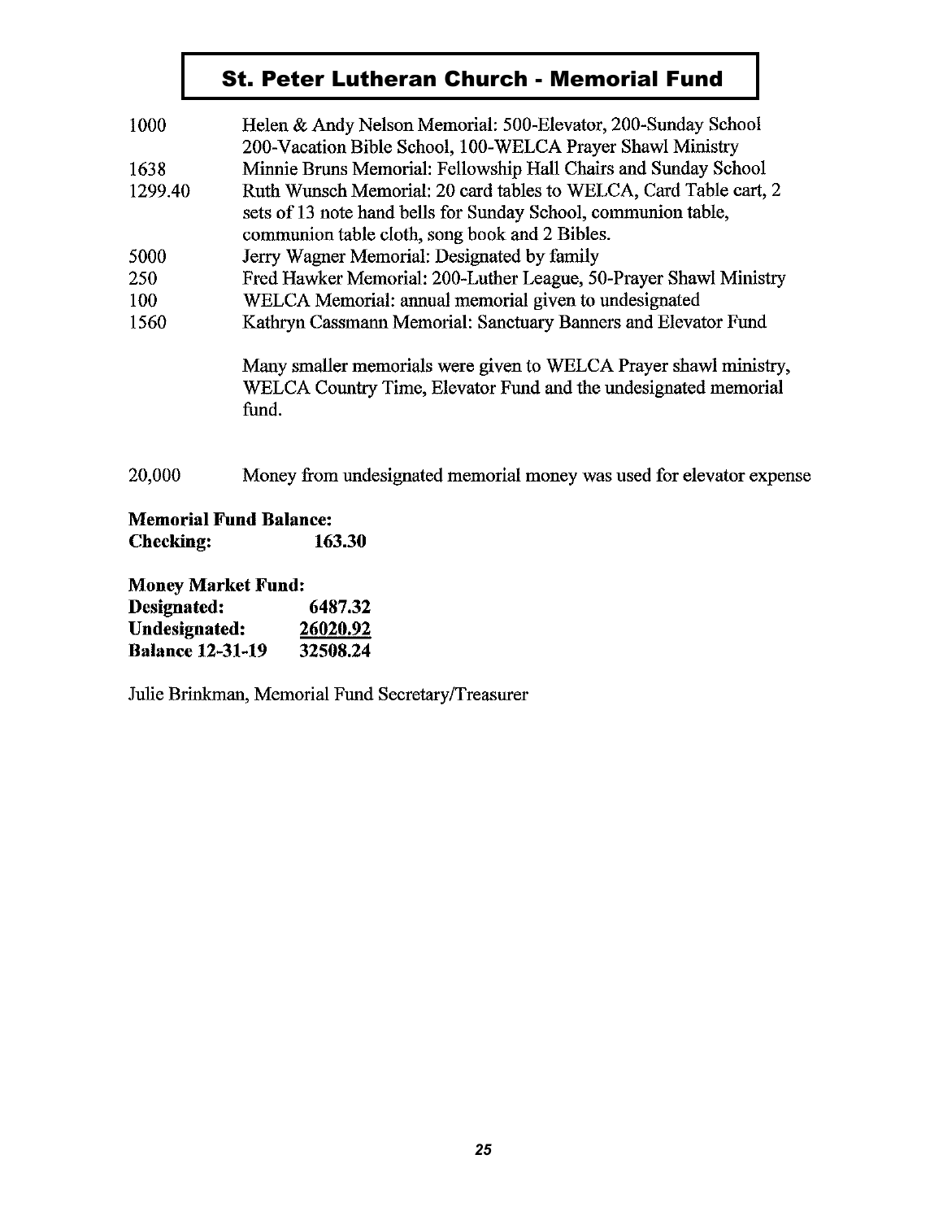# St. Peter Lutheran Church - Memorial Fund

| | |
|---|---|
| 1000 | Helen & Andy Nelson Memorial: 500-Elevator, 200-Sunday School 200-Vacation Bible School, 100-WELCA Prayer Shawl Ministry |
| 1638 | Minnie Bruns Memorial: Fellowship Hall Chairs and Sunday School |
| 1299.40 | Ruth Wunsch Memorial: 20 card tables to WELCA, Card Table cart, 2 sets of 13 note hand bells for Sunday School, communion table, communion table cloth, song book and 2 Bibles. |
| 5000 | Jerry Wagner Memorial: Designated by family |
| 250 | Fred Hawker Memorial: 200-Luther League, 50-Prayer Shawl Ministry |
| 100 | WELCA Memorial: annual memorial given to undesignated |
| 1560 | Kathryn Cassmann Memorial: Sanctuary Banners and Elevator Fund |

Many smaller memorials were given to WELCA Prayer shawl ministry, WELCA Country Time, Elevator Fund and the undesignated memorial fund.

20,000 Money from undesignated memorial money was used for elevator expense

**Memorial Fund Balance:**
**Checking: 163.30**

**Money Market Fund:**

| | |
|---|---|
| **Designated:** | **6487.32** |
| **Undesignated:** | **26020.92** |
| **Balance 12-31-19** | **32508.24** |

Julie Brinkman, Memorial Fund Secretary/Treasurer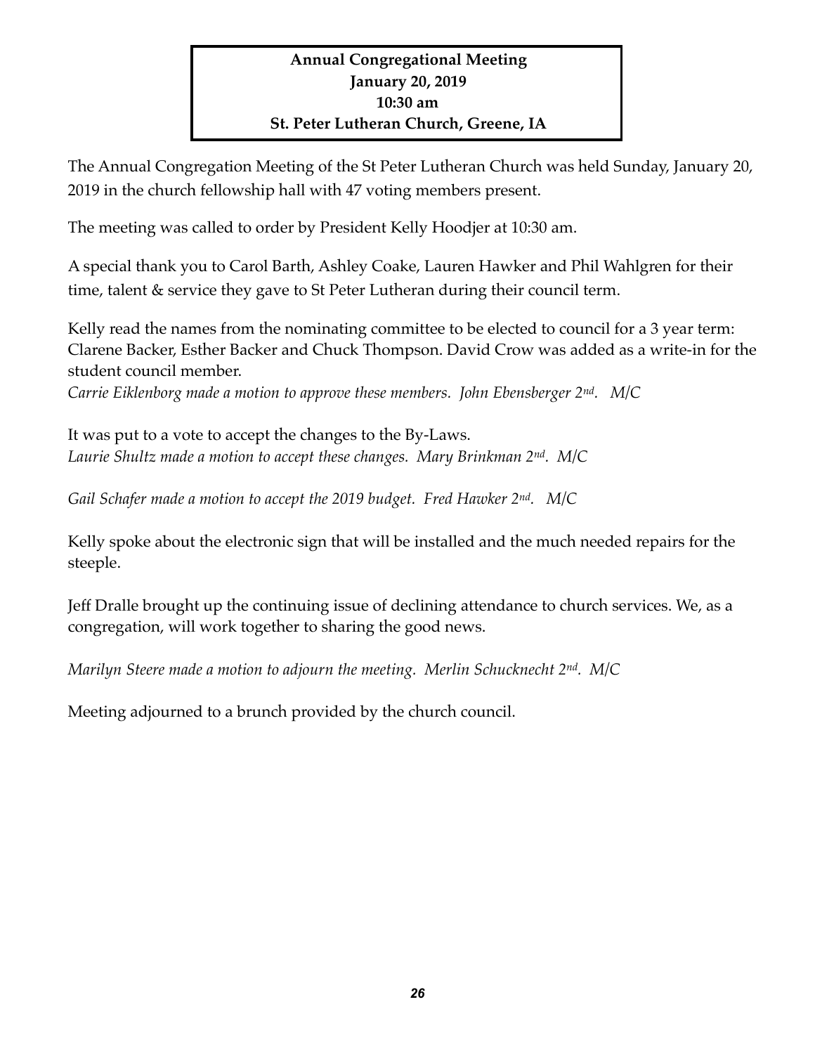**Annual Congregational Meeting**
**January 20, 2019**
**10:30 am**
**St. Peter Lutheran Church, Greene, IA**

The Annual Congregation Meeting of the St Peter Lutheran Church was held Sunday, January 20, 2019 in the church fellowship hall with 47 voting members present.

The meeting was called to order by President Kelly Hoodjer at 10:30 am.

A special thank you to Carol Barth, Ashley Coake, Lauren Hawker and Phil Wahlgren for their time, talent & service they gave to St Peter Lutheran during their council term.

Kelly read the names from the nominating committee to be elected to council for a 3 year term: Clarene Backer, Esther Backer and Chuck Thompson. David Crow was added as a write-in for the student council member.
*Carrie Eiklenborg made a motion to approve these members. John Ebensberger 2nd. M/C*

It was put to a vote to accept the changes to the By-Laws.
*Laurie Shultz made a motion to accept these changes. Mary Brinkman 2nd. M/C*

*Gail Schafer made a motion to accept the 2019 budget. Fred Hawker 2nd. M/C*

Kelly spoke about the electronic sign that will be installed and the much needed repairs for the steeple.

Jeff Dralle brought up the continuing issue of declining attendance to church services. We, as a congregation, will work together to sharing the good news.

*Marilyn Steere made a motion to adjourn the meeting. Merlin Schucknecht 2nd. M/C*

Meeting adjourned to a brunch provided by the church council.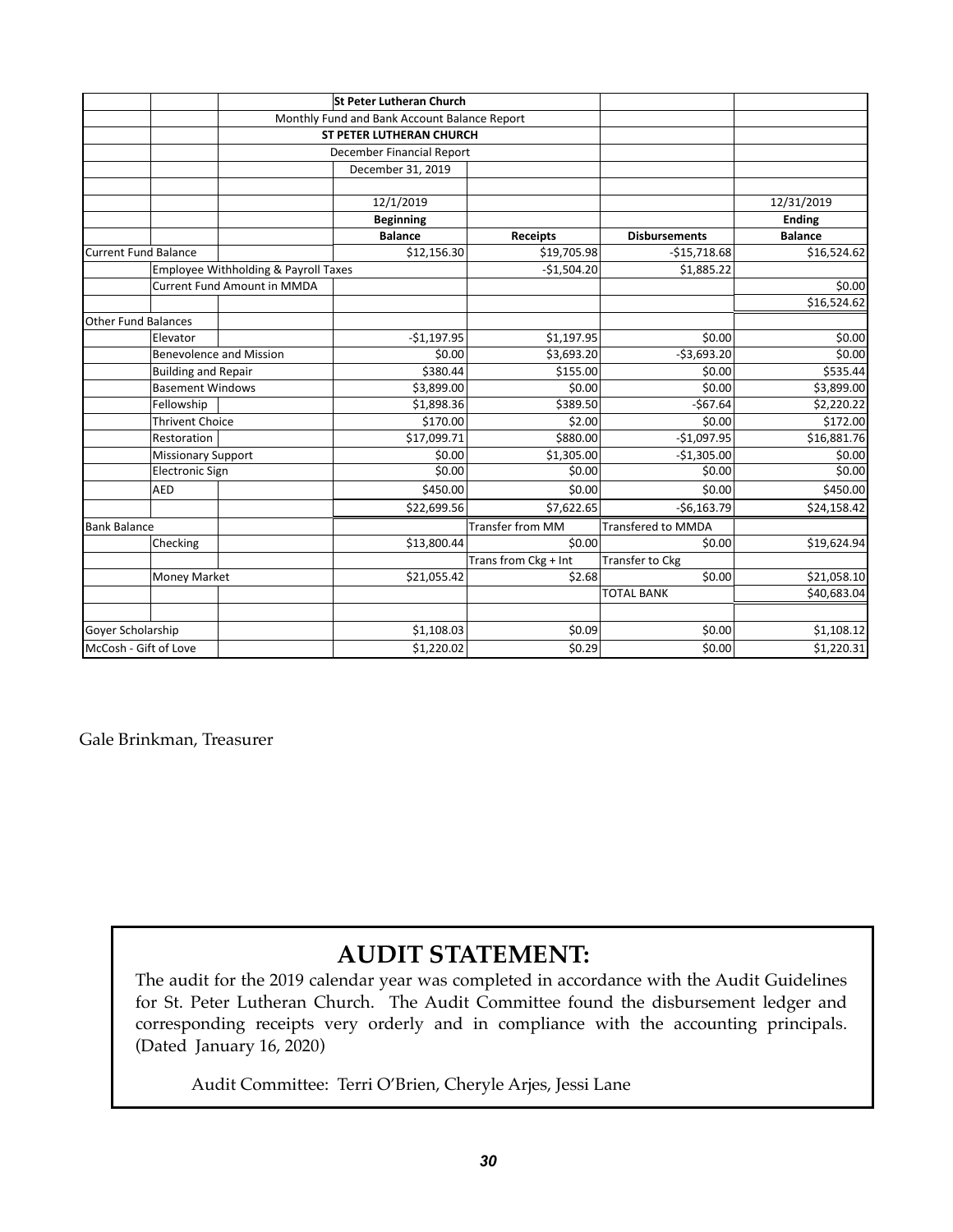| | | | St Peter Lutheran Church | | | |
|---|---|---|---|---|---|---|
| | | Monthly Fund and Bank Account Balance Report | | | | |
| | | | ST PETER LUTHERAN CHURCH | | | |
| | | | December Financial Report | | | |
| | | | December 31, 2019 | | | |
| | | | | | | |
| | | | 12/1/2019 | | | 12/31/2019 |
| | | | **Beginning** | | | **Ending** |
| | | | **Balance** | **Receipts** | **Disbursements** | **Balance** |
| Current Fund Balance | | | $12,156.30 | $19,705.98 | -$15,718.68 | $16,524.62 |
| | Employee Withholding & Payroll Taxes | | | -$1,504.20 | $1,885.22 | |
| | Current Fund Amount in MMDA | | | | | $0.00 |
| | | | | | | $16,524.62 |
| Other Fund Balances | | | | | | |
| | Elevator | | -$1,197.95 | $1,197.95 | $0.00 | $0.00 |
| | Benevolence and Mission | | $0.00 | $3,693.20 | -$3,693.20 | $0.00 |
| | Building and Repair | | $380.44 | $155.00 | $0.00 | $535.44 |
| | Basement Windows | | $3,899.00 | $0.00 | $0.00 | $3,899.00 |
| | Fellowship | | $1,898.36 | $389.50 | -$67.64 | $2,220.22 |
| | Thrivent Choice | | $170.00 | $2.00 | $0.00 | $172.00 |
| | Restoration | | $17,099.71 | $880.00 | -$1,097.95 | $16,881.76 |
| | Missionary Support | | $0.00 | $1,305.00 | -$1,305.00 | $0.00 |
| | Electronic Sign | | $0.00 | $0.00 | $0.00 | $0.00 |
| | AED | | $450.00 | $0.00 | $0.00 | $450.00 |
| | | | $22,699.56 | $7,622.65 | -$6,163.79 | $24,158.42 |
| Bank Balance | | | | Transfer from MM | Transfered to MMDA | |
| | Checking | | $13,800.44 | $0.00 | $0.00 | $19,624.94 |
| | | | | Trans from Ckg + Int | Transfer to Ckg | |
| | Money Market | | $21,055.42 | $2.68 | $0.00 | $21,058.10 |
| | | | | | TOTAL BANK | $40,683.04 |
| | | | | | | |
| Goyer Scholarship | | | $1,108.03 | $0.09 | $0.00 | $1,108.12 |
| McCosh - Gift of Love | | | $1,220.02 | $0.29 | $0.00 | $1,220.31 |

Gale Brinkman, Treasurer

## AUDIT STATEMENT:

The audit for the 2019 calendar year was completed in accordance with the Audit Guidelines for St. Peter Lutheran Church. The Audit Committee found the disbursement ledger and corresponding receipts very orderly and in compliance with the accounting principals. (Dated January 16, 2020)

Audit Committee: Terri O'Brien, Cheryle Arjes, Jessi Lane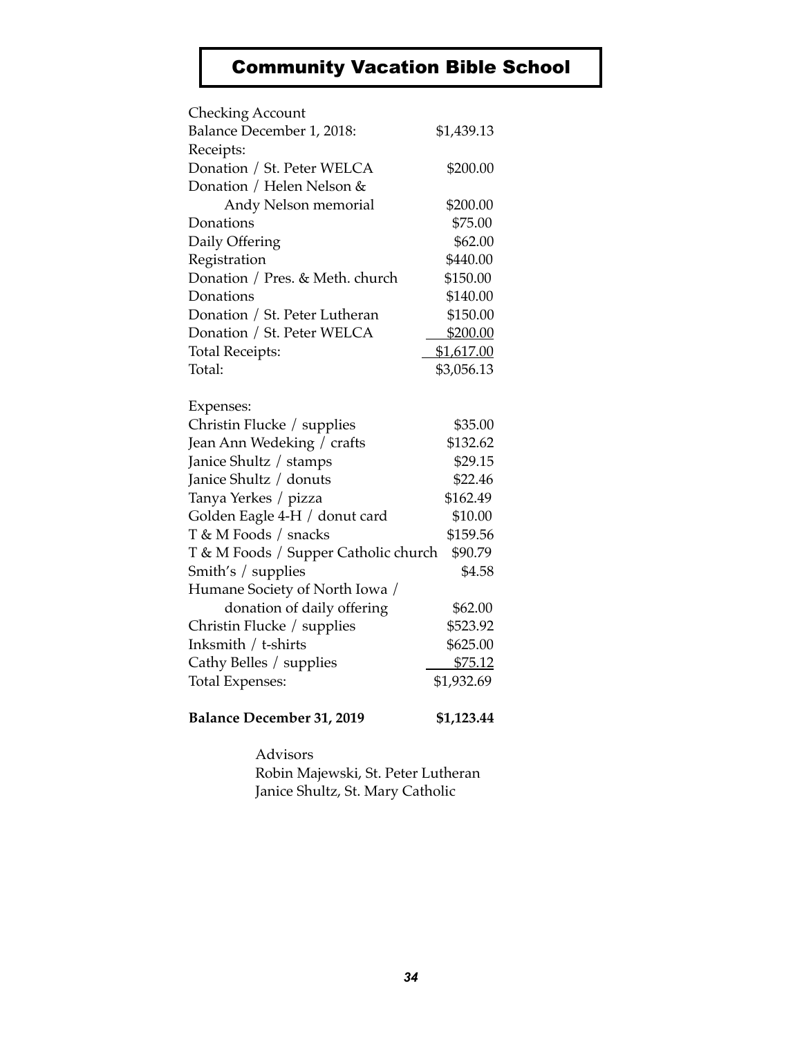# Community Vacation Bible School

| | |
|---|---|
| Checking Account | |
| Balance December 1, 2018: | $1,439.13 |
| Receipts: | |
| Donation / St. Peter WELCA | $200.00 |
| Donation / Helen Nelson & Andy Nelson memorial | $200.00 |
| Donations | $75.00 |
| Daily Offering | $62.00 |
| Registration | $440.00 |
| Donation / Pres. & Meth. church | $150.00 |
| Donations | $140.00 |
| Donation / St. Peter Lutheran | $150.00 |
| Donation / St. Peter WELCA | $200.00 |
| Total Receipts: | $1,617.00 |
| Total: | $3,056.13 |
| | |
| Expenses: | |
| Christin Flucke / supplies | $35.00 |
| Jean Ann Wedeking / crafts | $132.62 |
| Janice Shultz / stamps | $29.15 |
| Janice Shultz / donuts | $22.46 |
| Tanya Yerkes / pizza | $162.49 |
| Golden Eagle 4-H / donut card | $10.00 |
| T & M Foods / snacks | $159.56 |
| T & M Foods / Supper Catholic church | $90.79 |
| Smith's / supplies | $4.58 |
| Humane Society of North Iowa / donation of daily offering | $62.00 |
| Christin Flucke / supplies | $523.92 |
| Inksmith / t-shirts | $625.00 |
| Cathy Belles / supplies | $75.12 |
| Total Expenses: | $1,932.69 |
| | |
| **Balance December 31, 2019** | **$1,123.44** |

Advisors
Robin Majewski, St. Peter Lutheran
Janice Shultz, St. Mary Catholic